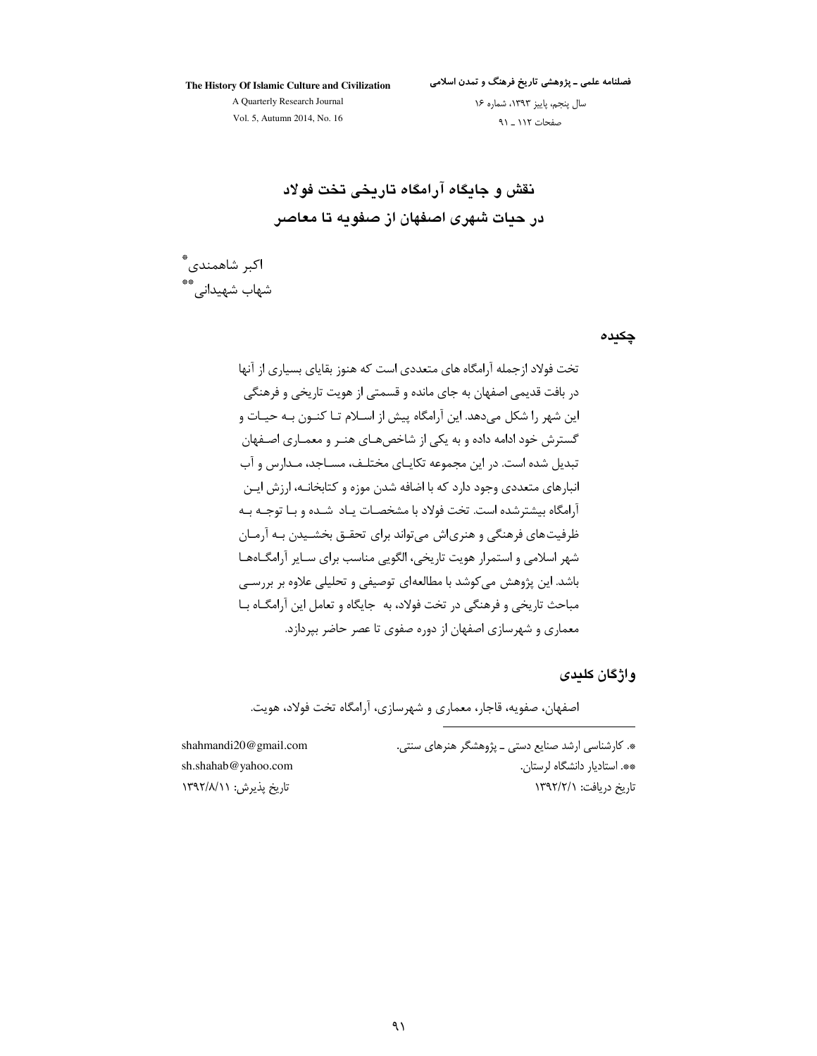# نقش و جایگاه آرامگاه تاریخی تخت فولاد در حیات شهری اصفهان از صفویه تا معاصر

اکبر شاهمندی[*]

شهاب شهیدانی[**]

## چکیده

تخت فولاد ازجمله آرامگاه های متعددی است که هنوز بقایای بسیاری از آنها در بافت قدیمی اصفهان به جای مانده و قسمتی از هویت تاریخی و فرهنگی این شهر را شکل می‌دهد. این آرامگاه پیش از اسلام تا کنون به حیات و گسترش خود ادامه داده و به یکی از شاخص‌های هنر و معماری اصفهان تبدیل شده است. در این مجموعه تکایای مختلف، مساجد، مدارس و آب انبارهای متعددی وجود دارد که با اضافه شدن موزه و کتابخانه، ارزش این آرامگاه بیشترشده است. تخت فولاد با مشخصات یاد شده و با توجه به ظرفیت‌های فرهنگی و هنری‌اش می‌تواند برای تحقق بخشیدن به آرمان شهر اسلامی و استمرار هویت تاریخی، الگویی مناسب برای سایر آرامگاه‌ها باشد. این پژوهش می‌کوشد با مطالعه‌ای توصیفی و تحلیلی علاوه بر بررسی مباحث تاریخی و فرهنگی در تخت فولاد، به جایگاه و تعامل این آرامگاه با معماری و شهرسازی اصفهان از دوره صفوی تا عصر حاضر بپردازد.

## واژگان کلیدی

اصفهان، صفویه، قاجار، معماری و شهرسازی، آرامگاه تخت فولاد، هویت.

---

[*]. کارشناسی ارشد صنایع دستی ـ پژوهشگر هنرهای سنتی.
shahmandi20@gmail.com

[**]. استادیار دانشگاه لرستان.
sh.shahab@yahoo.com

تاریخ دریافت: ۱۳۹۲/۲/۱
تاریخ پذیرش: ۱۳۹۲/۸/۱۱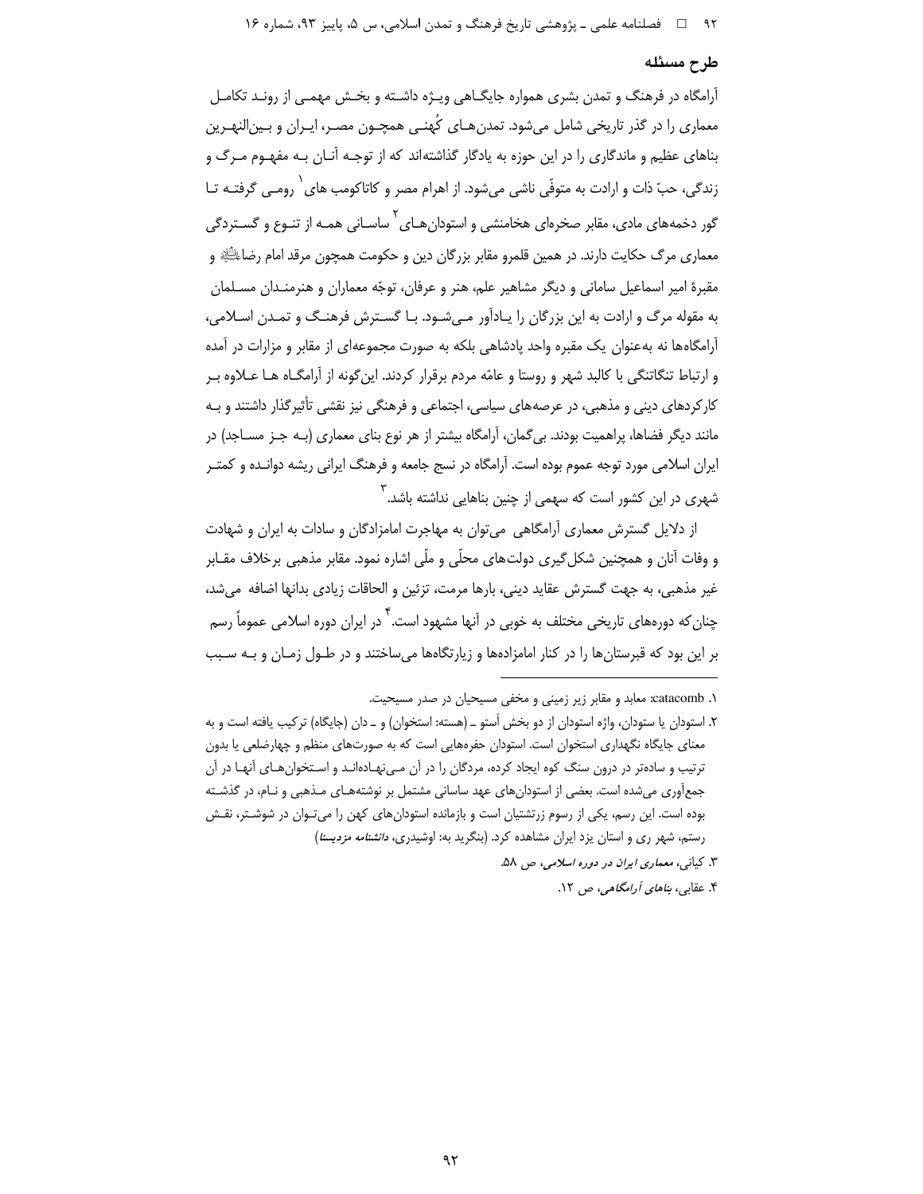## طرح مسئله

آرامگاه در فرهنگ و تمدن بشری همواره جایگاهی ویژه داشته و بخش مهمی از روند تکامل معماری را در گذر تاریخی شامل می‌شود. تمدن‌های کُهنی همچون مصر، ایران و بین‌النهرین بناهای عظیم و ماندگاری را در این حوزه به یادگار گذاشته‌اند که از توجه آنان به مفهوم مرگ و زندگی، حبّ ذات و ارادت به متوفّی ناشی می‌شود. از اهرام مصر و کاتاکومب های[1] رومی گرفته تا گور دخمه‌های مادی، مقابر صخره‌ای هخامنشی و استودان‌های[2] ساسانی همه از تنوع و گستردگی معماری مرگ حکایت دارند. در همین قلمرو مقابر بزرگان دین و حکومت همچون مرقد امام رضاؑ و مقبرهٔ امیر اسماعیل سامانی و دیگر مشاهیر علم، هنر و عرفان، توجّه معماران و هنرمندان مسلمان به مقوله مرگ و ارادت به این بزرگان را یادآور می‌شود. با گسترش فرهنگ و تمدن اسلامی، آرامگاه‌ها نه به‌عنوان یک مقبره واحد پادشاهی بلکه به صورت مجموعه‌ای از مقابر و مزارات در آمده و ارتباط تنگاتنگی با کالبد شهر و روستا و عامّه مردم برقرار کردند. این‌گونه از آرامگاه ها علاوه بر کارکردهای دینی و مذهبی، در عرصه‌های سیاسی، اجتماعی و فرهنگی نیز نقشی تأثیرگذار داشتند و به مانند دیگر فضاها، پراهمیت بودند. بی‌گمان، آرامگاه بیشتر از هر نوع بنای معماری (به جز مساجد) در ایران اسلامی مورد توجه عموم بوده است. آرامگاه در نسج جامعه و فرهنگ ایرانی ریشه دوانده و کمتر شهری در این کشور است که سهمی از چنین بناهایی نداشته باشد.[3]

از دلایل گسترش معماری آرامگاهی می‌توان به مهاجرت امامزادگان و سادات به ایران و شهادت و وفات آنان و همچنین شکل‌گیری دولت‌های محلّی و ملّی اشاره نمود. مقابر مذهبی برخلاف مقابر غیر مذهبی، به جهت گسترش عقاید دینی، بارها مرمت، تزئین و الحاقات زیادی بدانها اضافه می‌شد، چنان‌که دوره‌های تاریخی مختلف به خوبی در آنها مشهود است.[4] در ایران دوره اسلامی عموماً رسم بر این بود که قبرستان‌ها را در کنار امامزاده‌ها و زیارتگاه‌ها می‌ساختند و در طول زمان و به سبب

---

۱. catacomb: معابد و مقابر زیر زمینی و مخفی مسیحیان در صدر مسیحیت.

۲. استودان یا ستودان، واژه استودان از دو بخش اَستو ـ (هسته: استخوان) و ـ دان (جایگاه) ترکیب یافته است و به معنای جایگاه نگهداری استخوان است. استودان حفره‌هایی است که به صورت‌های منظم و چهارضلعی یا بدون ترتیب و ساده‌تر در درون سنگ کوه ایجاد کرده، مردگان را در آن می‌نهاده‌اند و استخوان‌های آنها در آن جمع‌آوری می‌شده است. بعضی از استودان‌های عهد ساسانی مشتمل بر نوشته‌های مذهبی و نام، در گذشته بوده است. این رسم، یکی از رسوم زرتشتیان است و بازمانده استودان‌های کهن را می‌توان در شوشتر، نقش رستم، شهر ری و استان یزد ایران مشاهده کرد. (بنگرید به: اوشیدری، *دانشنامه مزدیسنا*)

۳. کیانی، *معماری ایران در دوره اسلامی*، ص ۵۸.

۴. عقابی، *بناهای آرامگاهی*، ص ۱۲.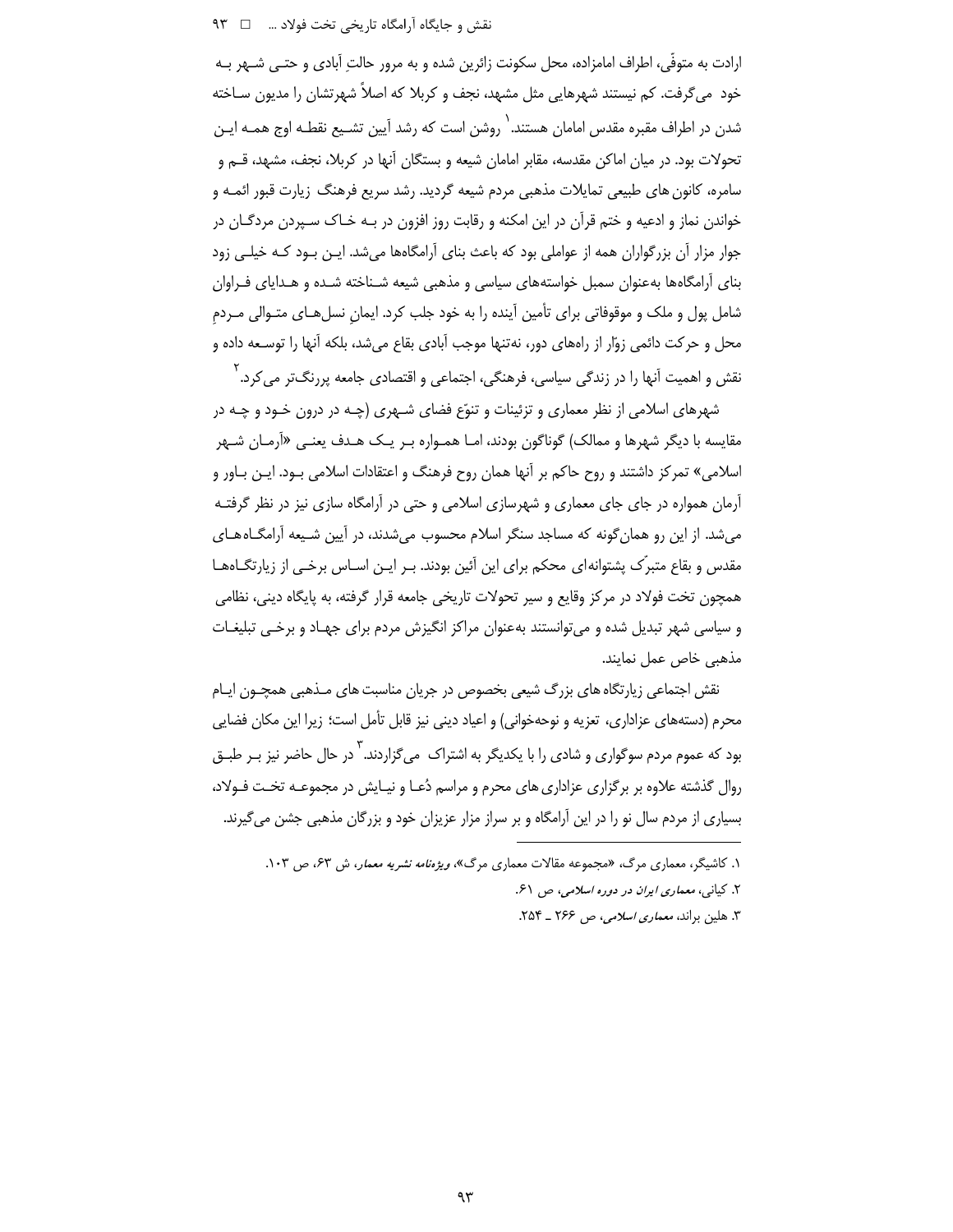ارادت به متوفّی، اطراف امامزاده، محل سکونت زائرین شده و به مرور حالتِ آبادی و حتـی شـهر بـه خود می‌گرفت. کم نیستند شهرهایی مثل مشهد، نجف و کربلا که اصلاً شهرتشان را مدیون سـاخته شدن در اطراف مقبره مقدس امامان هستند.[1] روشن است که رشد آیین تشـیع نقطـه اوج همـه ایـن تحولات بود. در میان اماکن مقدسه، مقابر امامان شیعه و بستگان آنها در کربلا، نجف، مشهد، قـم و سامره، کانون های طبیعی تمایلات مذهبی مردم شیعه گردید. رشد سریع فرهنگ زیارت قبور ائمـه و خواندن نماز و ادعیه و ختم قرآن در این امکنه و رقابت روز افزون در بـه خـاک سـپردن مردگـان در جوار مزار آن بزرگواران همه از عواملی بود که باعث بنای آرامگاه‌ها می‌شد. ایـن بـود کـه خیلـی زود بنای آرامگاه‌ها به‌عنوان سمبل خواسته‌های سیاسی و مذهبی شیعه شـناخته شـده و هـدایای فـراوان شامل پول و ملک و موقوفاتی برای تأمین آینده را به خود جلب کرد. ایمانِ نسل‌هـای متـوالی مـردمِ محل و حرکت دائمی زوّار از راه‌های دور، نه‌تنها موجب آبادی بقاع می‌شد، بلکه آنها را توسـعه داده و نقش و اهمیت آنها را در زندگی سیاسی، فرهنگی، اجتماعی و اقتصادی جامعه پررنگ‌تر می‌کرد.[2]

شهرهای اسلامی از نظر معماری و تزئینات و تنوّع فضای شـهری (چـه در درون خـود و چـه در مقایسه با دیگر شهرها و ممالک) گوناگون بودند، امـا همـواره بـر یـک هـدف یعنـی «آرمـان شـهر اسلامی» تمرکز داشتند و روح حاکم بر آنها همان روح فرهنگ و اعتقادات اسلامی بـود. ایـن بـاور و آرمان همواره در جای جای معماری و شهرسازی اسلامی و حتی در آرامگاه سازی نیز در نظر گرفتـه می‌شد. از این رو همان‌گونه که مساجد سنگر اسلام محسوب می‌شدند، در آیین شـیعه آرامگـاه‌هـای مقدس و بقاع متبرّک پشتوانه‌ای محکم برای این آئین بودند. بـر ایـن اسـاس برخـی از زیارتگـاه‌هـا همچون تخت فولاد در مرکز وقایع و سیر تحولات تاریخی جامعه قرار گرفته، به پایگاه دینی، نظامی و سیاسی شهر تبدیل شده و می‌توانستند به‌عنوان مراکز انگیزش مردم برای جهـاد و برخـی تبلیغـات مذهبی خاص عمل نمایند.

نقش اجتماعی زیارتگاه های بزرگ شیعی بخصوص در جریان مناسبت های مـذهبی همچـون ایـام محرم (دسته‌های عزاداری، تعزیه و نوحه‌خوانی) و اعیاد دینی نیز قابل تأمل است؛ زیرا این مکان فضایی بود که عموم مردم سوگواری و شادی را با یکدیگر به اشتراک می‌گزاردند.[3] در حال حاضر نیز بـر طبـق روال گذشته علاوه بر برگزاری عزاداری های محرم و مراسم دُعـا و نیـایش در مجموعـه تخـت فـولاد، بسیاری از مردم سال نو را در این آرامگاه و بر سراز مزار عزیزان خود و بزرگان مذهبی جشن می‌گیرند.

---

۱. کاشیگر، معماری مرگ، «مجموعه مقالات معماری مرگ»، *ویژه‌نامه نشریه معمار*، ش ۶۳، ص ۱۰۳.

۲. کیانی، *معماری ایران در دوره اسلامی*، ص ۶۱.

۳. هلین براند، *معماری اسلامی*، ص ۲۶۶ ـ ۲۵۴.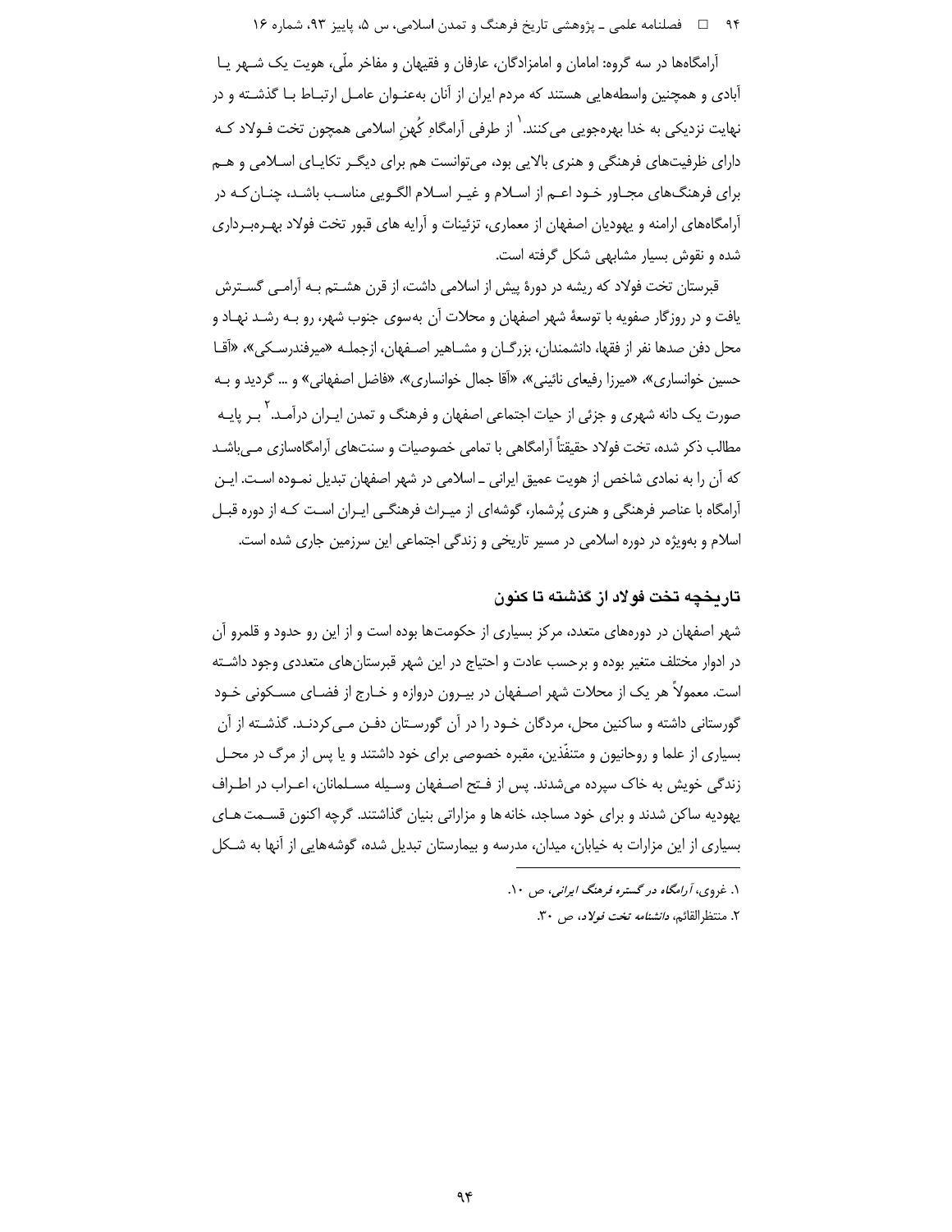آرامگاه‌ها در سه گروه: امامان و امامزادگان، عارفان و فقیهان و مفاخر ملّی، هویت یک شهر یا آبادی و همچنین واسطه‌هایی هستند که مردم ایران از آنان به‌عنوان عامل ارتباط با گذشته و در نهایت نزدیکی به خدا بهره‌جویی می‌کنند.[1] از طرفی آرامگاهِ کُهنِ اسلامی همچون تخت فولاد که دارای ظرفیت‌های فرهنگی و هنری بالایی بود، می‌توانست هم برای دیگر تکایای اسلامی و هم برای فرهنگ‌های مجاور خود اعم از اسلام و غیر اسلام الگویی مناسب باشد، چنان‌که در آرامگاه‌های ارامنه و یهودیان اصفهان از معماری، تزئینات و آرایه های قبور تخت فولاد بهره‌برداری شده و نقوش بسیار مشابهی شکل گرفته است.

قبرستان تخت فولاد که ریشه در دورهٔ پیش از اسلامی داشت، از قرن هشتم به آرامی گسترش یافت و در روزگار صفویه با توسعهٔ شهر اصفهان و محلات آن به‌سوی جنوب شهر، رو به رشد نهاد و محل دفن صدها نفر از فقها، دانشمندان، بزرگان و مشاهیر اصفهان، ازجمله «میرفندرسکی»، «آقا حسین خوانساری»، «میرزا رفیعای نائینی»، «آقا جمال خوانساری»، «فاضل اصفهانی» و ... گردید و به صورت یک دانه شهری و جزئی از حیات اجتماعی اصفهان و فرهنگ و تمدن ایران درآمد.[2] بر پایه مطالب ذکر شده، تخت فولاد حقیقتاً آرامگاهی با تمامی خصوصیات و سنت‌های آرامگاه‌سازی می‌باشد که آن را به نمادی شاخص از هویت عمیق ایرانی ـ اسلامی در شهر اصفهان تبدیل نموده است. این آرامگاه با عناصر فرهنگی و هنری پُرشمار، گوشه‌ای از میراث فرهنگی ایران است که از دوره قبل اسلام و به‌ویژه در دوره اسلامی در مسیر تاریخی و زندگی اجتماعی این سرزمین جاری شده است.

## تاریخچه تخت فولاد از گذشته تا کنون

شهر اصفهان در دوره‌های متعدد، مرکز بسیاری از حکومت‌ها بوده است و از این رو حدود و قلمرو آن در ادوار مختلف متغیر بوده و برحسب عادت و احتیاج در این شهر قبرستان‌های متعددی وجود داشته است. معمولاً هر یک از محلات شهر اصفهان در بیرون دروازه و خارج از فضای مسکونی خود گورستانی داشته و ساکنین محل، مردگان خود را در آن گورستان دفن می‌کردند. گذشته از آن بسیاری از علما و روحانیون و متنفّذین، مقبره خصوصی برای خود داشتند و یا پس از مرگ در محل زندگی خویش به خاک سپرده می‌شدند. پس از فتح اصفهان وسیله مسلمانان، اعراب در اطراف یهودیه ساکن شدند و برای خود مساجد، خانه ها و مزاراتی بنیان گذاشتند. گرچه اکنون قسمت های بسیاری از این مزارات به خیابان، میدان، مدرسه و بیمارستان تبدیل شده، گوشه‌هایی از آنها به شکل

---

۱. غروی، *آرامگاه در گستره فرهنگ ایرانی*، ص ۱۰.

۲. منتظرالقائم، *دانشنامه تخت فولاد*، ص ۳۰.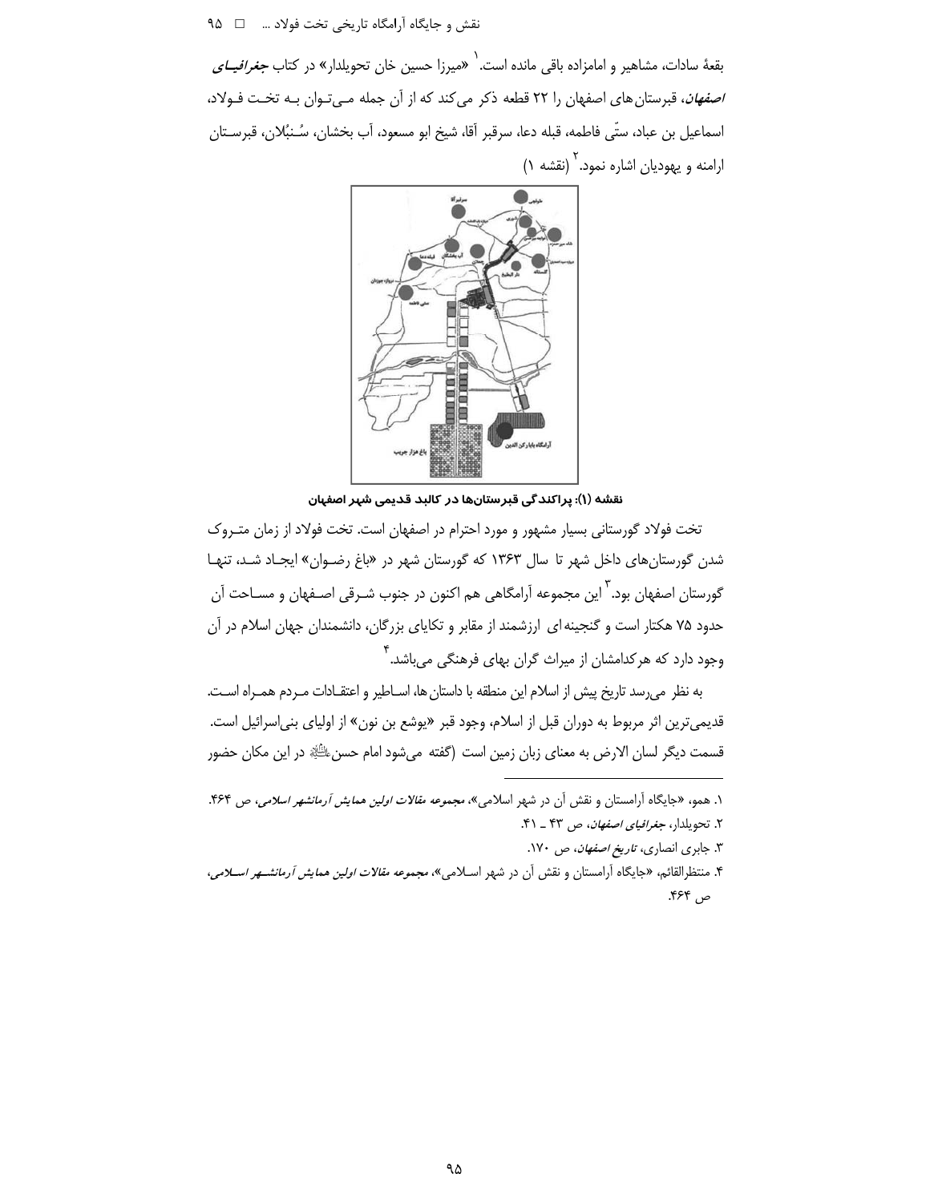بقعهٔ سادات، مشاهیر و امامزاده باقی مانده است.[1] «میرزا حسین خان تحویلدار» در کتاب ***جغرافیای اصفهان***، قبرستان‌های اصفهان را ۲۲ قطعه ذکر می‌کند که از آن جمله می‌توان به تخت فولاد، اسماعیل بن عباد، ستّی فاطمه، قبله دعا، سرقبر آقا، شیخ ابو مسعود، آب بخشان، سُنبُلان، قبرستان ارامنه و یهودیان اشاره نمود.[2] (نقشه ۱)

**نقشه (۱): پراکندگی قبرستان‌ها در کالبد قدیمی شهر اصفهان**

تخت فولاد گورستانی بسیار مشهور و مورد احترام در اصفهان است. تخت فولاد از زمان متروک شدن گورستان‌های داخل شهر تا سال ۱۳۶۳ که گورستان شهر در «باغ رضوان» ایجاد شد، تنها گورستان اصفهان بود.[3] این مجموعه آرامگاهی هم اکنون در جنوب شرقی اصفهان و مساحت آن حدود ۷۵ هکتار است و گنجینه‌ای ارزشمند از مقابر و تکایای بزرگان، دانشمندان جهان اسلام در آن وجود دارد که هرکدامشان از میراث گران بهای فرهنگی می‌باشد.[4]

به نظر می‌رسد تاریخ پیش از اسلام این منطقه با داستان‌ها، اساطیر و اعتقادات مردم همراه است. قدیمی‌ترین اثر مربوط به دوران قبل از اسلام، وجود قبر «یوشع بن نون» از اولیای بنی‌اسرائیل است. قسمت دیگر لسان الارض به معنای زبان زمین است (گفته می‌شود امام حسن علیه‌السلام در این مکان حضور

---

۱. همو، «جایگاه آرامستان و نقش آن در شهر اسلامی»، *مجموعه مقالات اولین همایش آرمانشهر اسلامی*، ص ۴۶۴.

۲. تحویلدار، *جغرافیای اصفهان*، ص ۴۳ ـ ۴۱.

۳. جابری انصاری، *تاریخ اصفهان*، ص ۱۷۰.

۴. منتظرالقائم، «جایگاه آرامستان و نقش آن در شهر اسلامی»، *مجموعه مقالات اولین همایش آرمانشهر اسلامی*، ص ۴۶۴.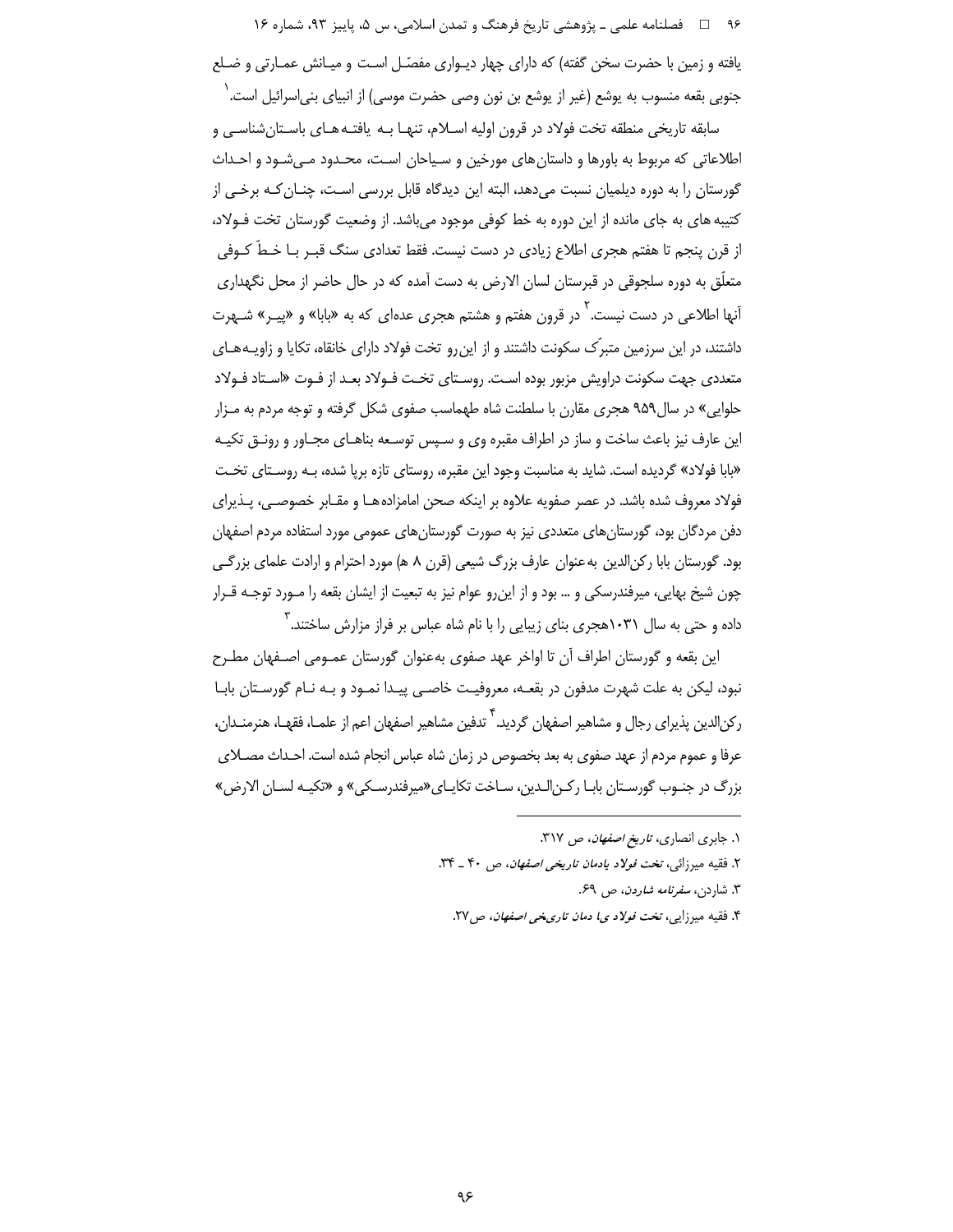یافته و زمین با حضرت سخن گفته) که دارای چهار دیـواری مفصّـل اسـت و میـانش عمـارتی و ضـلع جنوبی بقعه منسوب به یوشع (غیر از یوشع بن نون وصی حضرت موسی) از انبیای بنی‌اسرائیل است.[1]

سابقه تاریخی منطقه تخت فولاد در قرون اولیه اسـلام، تنهـا بـه یافتـه هـای باسـتان‌شناسـی و اطلاعاتی که مربوط به باورها و داستان‌های مورخین و سـیاحان اسـت، محـدود مـی‌شـود و احـداث گورستان را به دوره دیلمیان نسبت می‌دهد، البته این دیدگاه قابل بررسی اسـت، چنـان‌کـه برخـی از کتیبه های به جای مانده از این دوره به خط کوفی موجود می‌باشد. از وضعیت گورستان تخت فـولاد، از قرن پنجم تا هفتم هجری اطلاع زیادی در دست نیست. فقط تعدادی سنگ قبـر بـا خـطّ کـوفی متعلّق به دوره سلجوقی در قبرستان لسان الارض به دست آمده که در حال حاضر از محل نگهداری آنها اطلاعی در دست نیست.[2] در قرون هفتم و هشتم هجری عده‌ای که به «بابا» و «پیـر» شـهرت داشتند، در این سرزمین متبرّک سکونت داشتند و از این‌رو تخت فولاد دارای خانقاه، تکایا و زاویـه‌هـای متعددی جهت سکونت دراویش مزبور بوده اسـت. روسـتای تخـت فـولاد بعـد از فـوت «اسـتاد فـولاد حلوایی» در سال ۹۵۹ هجری مقارن با سلطنت شاه طهماسب صفوی شکل گرفته و توجه مردم به مـزار این عارف نیز باعث ساخت و ساز در اطراف مقبره وی و سـپس توسـعه بناهـای مجـاور و رونـق تکیـه «بابا فولاد» گردیده است. شاید به مناسبت وجود این مقبره، روستای تازه برپا شده، بـه روسـتای تخـت فولاد معروف شده باشد. در عصر صفویه علاوه بر اینکه صحن امامزاده‌هـا و مقـابر خصوصـی، پـذیرای دفن مردگان بود، گورستان‌های متعددی نیز به صورت گورستان‌های عمومی مورد استفاده مردم اصفهان بود. گورستان بابا رکن‌الدین به‌عنوان عارف بزرگ شیعی (قرن ۸ ه) مورد احترام و ارادت علمای بزرگـی چون شیخ بهایی، میرفندرسکی و ... بود و از این‌رو عوام نیز به تبعیت از ایشان بقعه را مـورد توجـه قـرار داده و حتی به سال ۱۰۳۱ هجری بنای زیبایی را با نام شاه عباس بر فراز مزارش ساختند.[3]

این بقعه و گورستان اطراف آن تا اواخر عهد صفوی به‌عنوان گورستان عمـومی اصـفهان مطـرح نبود، لیکن به علت شهرت مدفون در بقعـه، معروفیـت خاصـی پیـدا نمـود و بـه نـام گورسـتان بابـا رکن‌الدین پذیرای رجال و مشاهیر اصفهان گردید.[4] تدفین مشاهیر اصفهان اعم از علمـا، فقهـا، هنرمنـدان، عرفا و عموم مردم از عهد صفوی به بعد بخصوص در زمان شاه عباس انجام شده است. احـداث مصـلای بزرگ در جنـوب گورسـتان بابـا رکـن‌الـدین، سـاخت تکایـای «میرفندرسـکی» و «تکیـه لسـان الارض»

---

۱. جابری انصاری، *تاریخ اصفهان*، ص ۳۱۷.

۲. فقیه میرزائی، *تخت فولاد یادمان تاریخی اصفهان*، ص ۴۰ ـ ۳۴.

۳. شاردن، *سفرنامه شاردن*، ص ۶۹.

۴. فقیه میرزایی، *تخت فولاد ی‌ا دمان تاری‌خی اصفهان*، ص ۲۷.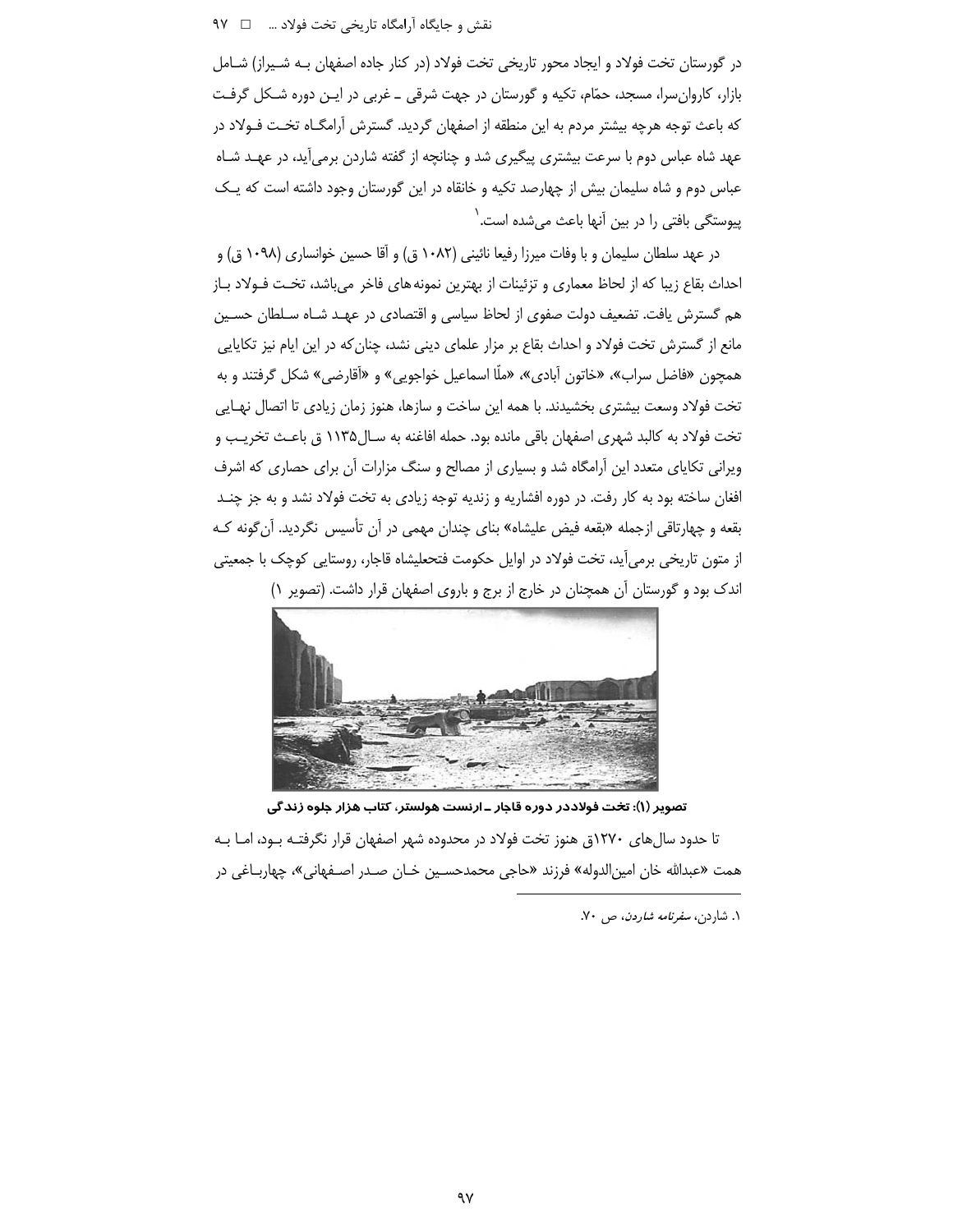در گورستان تخت فولاد و ایجاد محور تاریخی تخت فولاد (در کنار جاده اصفهان بـه شـیراز) شـامل بازار، کاروان‌سرا، مسجد، حمّام، تکیه و گورستان در جهت شرقی ـ غربی در ایـن دوره شـکل گرفـت که باعث توجه هرچه بیشتر مردم به این منطقه از اصفهان گردید. گسترش آرامگـاه تخـت فـولاد در عهد شاه عباس دوم با سرعت بیشتری پیگیری شد و چنانچه از گفته شاردن برمی‌آید، در عهـد شـاه عباس دوم و شاه سلیمان بیش از چهارصد تکیه و خانقاه در این گورستان وجود داشته است که یـک پیوستگی بافتی را در بین آنها باعث می‌شده است.[1]

در عهد سلطان سلیمان و با وفات میرزا رفیعا نائینی (۱۰۸۲ ق) و آقا حسین خوانساری (۱۰۹۸ ق) و احداث بقاع زیبا که از لحاظ معماری و تزئینات از بهترین نمونه‌های فاخر می‌باشد، تخـت فـولاد بـاز هم گسترش یافت. تضعیف دولت صفوی از لحاظ سیاسی و اقتصادی در عهـد شـاه سـلطان حسـین مانع از گسترش تخت فولاد و احداث بقاع بر مزار علمای دینی نشد، چنان‌که در این ایام نیز تکایایی همچون «فاضل سراب»، «خاتون آبادی»، «ملّا اسماعیل خواجویی» و «آقارضی» شکل گرفتند و به تخت فولاد وسعت بیشتری بخشیدند. با همه این ساخت و سازها، هنوز زمان زیادی تا اتصال نهـایی تخت فولاد به کالبد شهری اصفهان باقی مانده بود. حمله افاغنه به سـال۱۱۳۵ ق باعـث تخریـب و ویرانی تکایای متعدد این آرامگاه شد و بسیاری از مصالح و سنگ مزارات آن برای حصاری که اشرف افغان ساخته بود به کار رفت. در دوره افشاریه و زندیه توجه زیادی به تخت فولاد نشد و به جز چنـد بقعه و چهارتاقی ازجمله «بقعه فیض علیشاه» بنای چندان مهمی در آن تأسیس نگردید. آن‌گونه کـه از متون تاریخی برمی‌آید، تخت فولاد در اوایل حکومت فتحعلیشاه قاجار، روستایی کوچک با جمعیتی اندک بود و گورستان آن همچنان در خارج از برج و باروی اصفهان قرار داشت. (تصویر ۱)

**تصویر (۱): تخت فولاددر دوره قاجار ـ ارنست هولستر، کتاب هزار جلوه زندگی**

تا حدود سال‌های ۱۲۷۰ق هنوز تخت فولاد در محدوده شهر اصفهان قرار نگرفتـه بـود، امـا بـه همت «عبدالله خان امین‌الدوله» فرزند «حاجی محمدحسـین خـان صـدر اصـفهانی»، چهاربـاغی در

---

۱. شاردن، *سفرنامه شاردن*، ص ۷۰.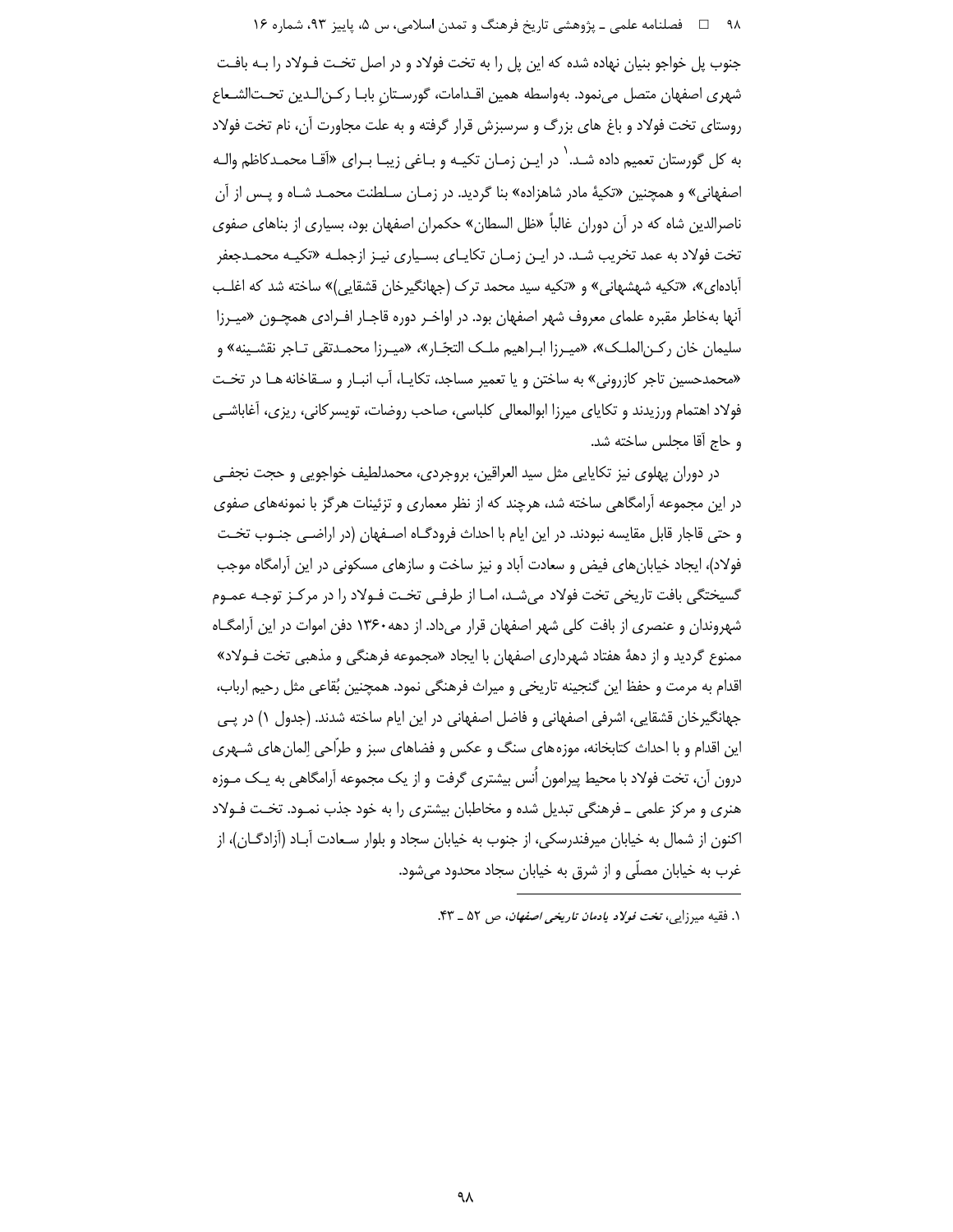جنوب پل خواجو بنیان نهاده شده که این پل را به تخت فولاد و در اصل تخت فولاد را به بافت شهری اصفهان متصل می‌نمود. به‌واسطه همین اقدامات، گورستانِ بابا رکن‌الدین تحت‌الشعاع روستای تخت فولاد و باغ های بزرگ و سرسبزش قرار گرفته و به علت مجاورت آن، نام تخت فولاد به کل گورستان تعمیم داده شد.[1] در این زمان تکیه و باغی زیبا برای «آقا محمدکاظم واله اصفهانی» و همچنین «تکیهٔ مادر شاهزاده» بنا گردید. در زمان سلطنت محمد شاه و پس از آن ناصرالدین شاه که در آن دوران غالباً «ظل السلطان» حکمران اصفهان بود، بسیاری از بناهای صفوی تخت فولاد به عمد تخریب شد. در این زمان تکایای بسیاری نیز ازجمله «تکیه محمدجعفر آباده‌ای»، «تکیه شهشهانی» و «تکیه سید محمد ترک (جهانگیرخان قشقایی)» ساخته شد که اغلب آنها به‌خاطر مقبره علمای معروف شهر اصفهان بود. در اواخر دوره قاجار افرادی همچون «میرزا سلیمان خان رکن‌الملک»، «میرزا ابراهیم ملک التجّار»، «میرزا محمدتقی تاجر نقشینه» و «محمدحسین تاجر کازرونی» به ساختن و یا تعمیر مساجد، تکایا، آب انبار و سقاخانه ها در تخت فولاد اهتمام ورزیدند و تکایای میرزا ابوالمعالی کلباسی، صاحب روضات، تویسرکانی، ریزی، آغاباشی و حاج آقا مجلس ساخته شد.

در دوران پهلوی نیز تکایایی مثل سید العراقین، بروجردی، محمدلطیف خواجویی و حجت نجفی در این مجموعه آرامگاهی ساخته شد، هرچند که از نظر معماری و تزئینات هرگز با نمونه‌های صفوی و حتی قاجار قابل مقایسه نبودند. در این ایام با احداث فرودگاه اصفهان (در اراضی جنوب تخت فولاد)، ایجاد خیابان‌های فیض و سعادت آباد و نیز ساخت و سازهای مسکونی در این آرامگاه موجب گسیختگی بافت تاریخی تخت فولاد می‌شد، اما از طرفی تخت فولاد را در مرکز توجه عموم شهروندان و عنصری از بافت کلی شهر اصفهان قرار می‌داد. از دهه ۱۳۶۰ دفن اموات در این آرامگاه ممنوع گردید و از دههٔ هفتاد شهرداری اصفهان با ایجاد «مجموعه فرهنگی و مذهبی تخت فولاد» اقدام به مرمت و حفظ این گنجینه تاریخی و میراث فرهنگی نمود. همچنین بُقاعی مثل رحیم ارباب، جهانگیرخان قشقایی، اشرفی اصفهانی و فاضل اصفهانی در این ایام ساخته شدند. (جدول ۱) در پی این اقدام و با احداث کتابخانه، موزه‌های سنگ و عکس و فضاهای سبز و طرّاحی اِلمان‌های شهری درون آن، تخت فولاد با محیط پیرامون اُنس بیشتری گرفت و از یک مجموعه آرامگاهی به یک موزه هنری و مرکز علمی ـ فرهنگی تبدیل شده و مخاطبان بیشتری را به خود جذب نمود. تخت فولاد اکنون از شمال به خیابان میرفندرسکی، از جنوب به خیابان سجاد و بلوار سعادت آباد (آزادگان)، از غرب به خیابان مصلّی و از شرق به خیابان سجاد محدود می‌شود.

---

[1] فقیه میرزایی، *تخت فولاد یادمان تاریخی اصفهان*، ص ۵۲ ـ ۴۳.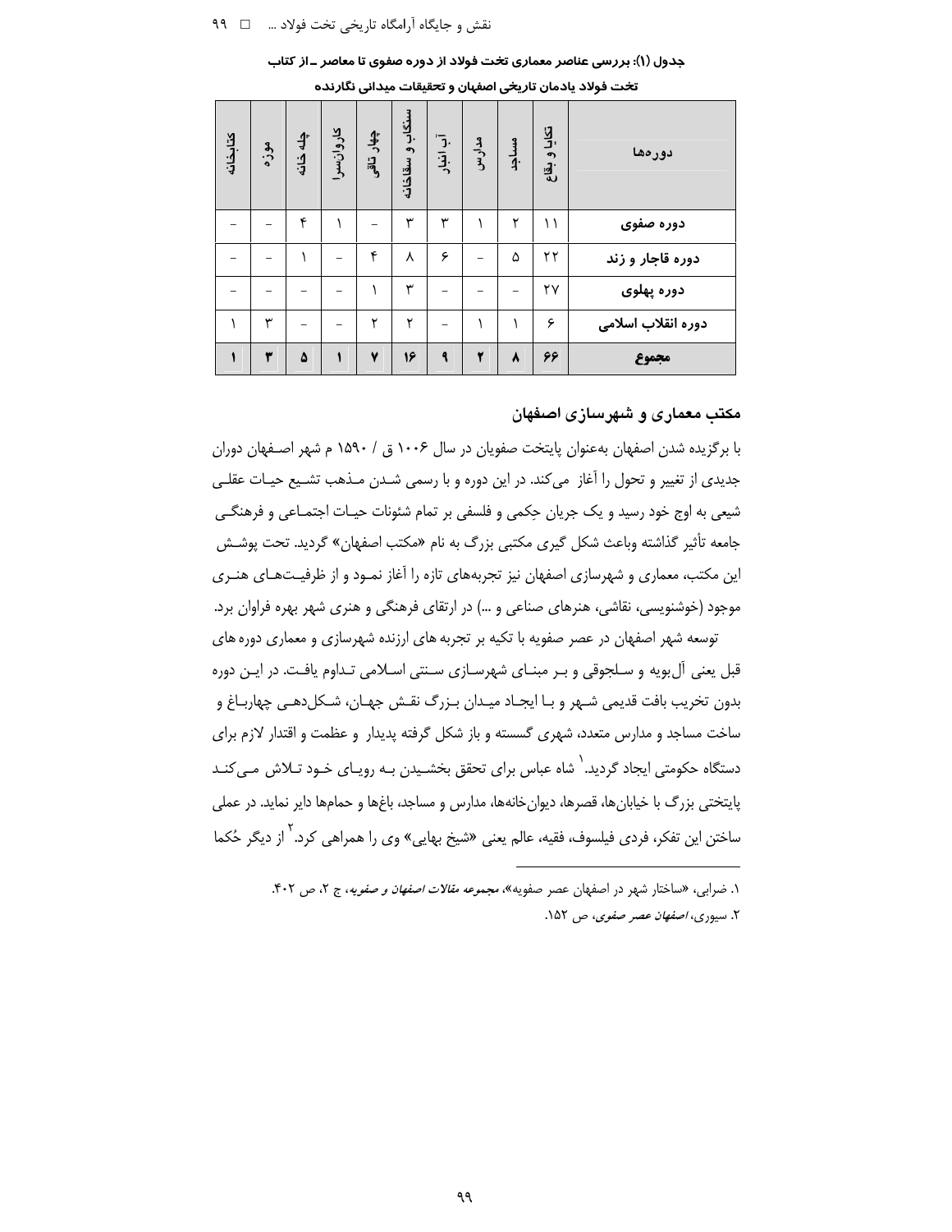**جدول (۱): بررسی عناصر معماری تخت فولاد از دوره صفوی تا معاصر ــ از کتاب تخت فولاد یادمان تاریخی اصفهان و تحقیقات میدانی نگارنده**

| دوره‌ها | تکایا و بقاع | مساجد | مدارس | آب انبار | سنگاب و سقاخانه | چهار تاقی | کاروانسرا | چله خانه | موزه | کتابخانه |
| --- | --- | --- | --- | --- | --- | --- | --- | --- | --- | --- |
| دوره صفوی | ۱۱ | ۲ | ۱ | ۳ | ۳ | – | ۱ | ۴ | – | – |
| دوره قاجار و زند | ۲۲ | ۵ | – | ۶ | ۸ | ۴ | – | ۱ | – | – |
| دوره پهلوی | ۲۷ | – | – | – | ۳ | ۱ | – | – | – | – |
| دوره انقلاب اسلامی | ۶ | ۱ | ۱ | – | ۲ | ۲ | – | – | ۳ | ۱ |
| **مجموع** | **۶۶** | **۸** | **۲** | **۹** | **۱۶** | **۷** | **۱** | **۵** | **۳** | **۱** |

## مکتب معماری و شهرسازی اصفهان

با برگزیده شدن اصفهان به‌عنوان پایتخت صفویان در سال ۱۰۰۶ ق / ۱۵۹۰ م شهر اصفهان دوران جدیدی از تغییر و تحول را آغاز می‌کند. در این دوره و با رسمی شدن مذهب تشیع حیات عقلی شیعی به اوج خود رسید و یک جریان حِکمی و فلسفی بر تمام شئونات حیات اجتماعی و فرهنگی جامعه تأثیر گذاشته وباعث شکل گیری مکتبی بزرگ به نام «مکتب اصفهان» گردید. تحت پوشش این مکتب، معماری و شهرسازی اصفهان نیز تجربه‌های تازه را آغاز نمود و از ظرفیت‌های هنری موجود (خوشنویسی، نقاشی، هنرهای صناعی و ...) در ارتقای فرهنگی و هنری شهر بهره فراوان برد.

توسعه شهر اصفهان در عصر صفویه با تکیه بر تجربه های ارزنده شهرسازی و معماری دوره های قبل یعنی آل‌بویه و سلجوقی و بر مبنای شهرسازی سنتی اسلامی تداوم یافت. در این دوره بدون تخریب بافت قدیمی شهر و با ایجاد میدان بزرگ نقش جهان، شکل‌دهی چهارباغ و ساخت مساجد و مدارس متعدد، شهری گسسته و باز شکل گرفته پدیدار و عظمت و اقتدار لازم برای دستگاه حکومتی ایجاد گردید.[1] شاه عباس برای تحقق بخشیدن به رویای خود تلاش می‌کند پایتختی بزرگ با خیابان‌ها، قصرها، دیوان‌خانه‌ها، مدارس و مساجد، باغ‌ها و حمام‌ها دایر نماید. در عملی ساختن این تفکر، فردی فیلسوف، فقیه، عالم یعنی «شیخ بهایی» وی را همراهی کرد.[2] از دیگر حُکما

---

۱. ضرابی، «ساختار شهر در اصفهان عصر صفویه»، *مجموعه مقالات اصفهان و صفویه*، ج ۲، ص ۴۰۲.

۲. سیوری، *اصفهان عصر صفوی*، ص ۱۵۲.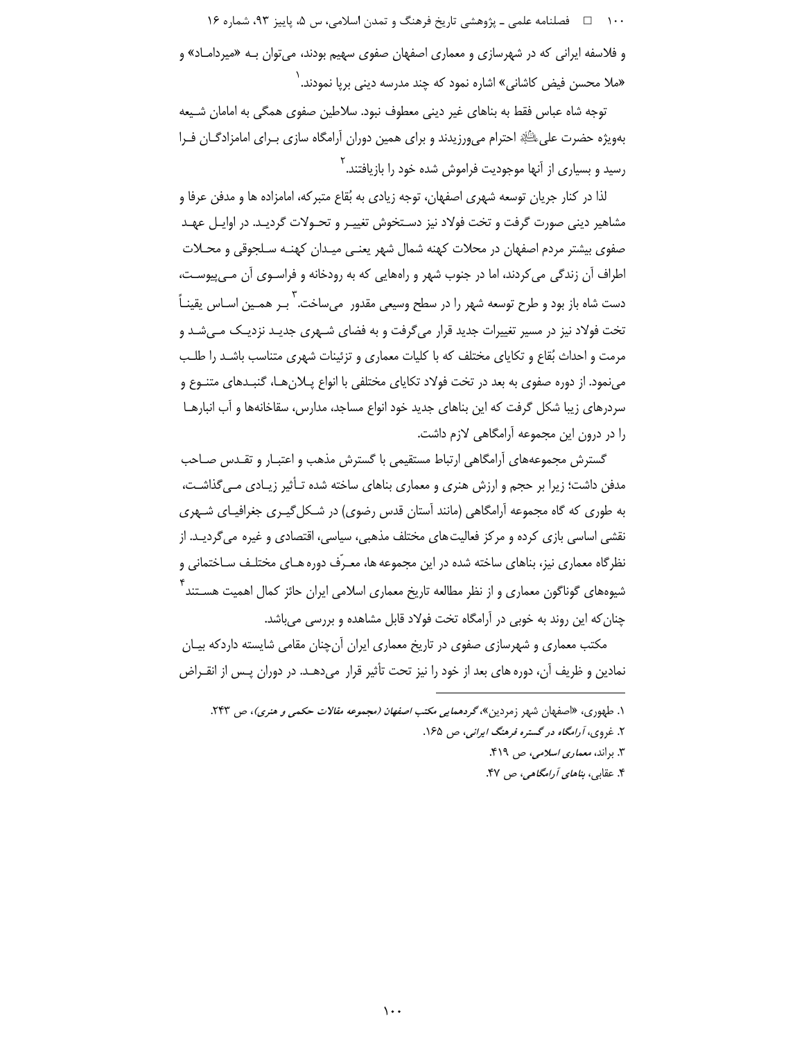و فلاسفه ایرانی که در شهرسازی و معماری اصفهان صفوی سهیم بودند، می‌توان بـه «میرداماد» و «ملا محسن فیض کاشانی» اشاره نمود که چند مدرسه دینی برپا نمودند.[1]

توجه شاه عباس فقط به بناهای غیر دینی معطوف نبود. سلاطین صفوی همگی به امامان شـیعه به‌ویژه حضرت علی﷣ احترام می‌ورزیدند و برای همین دوران آرامگاه سازی بـرای امامزادگـان فـرا رسید و بسیاری از آنها موجودیت فراموش شده خود را بازیافتند.[2]

لذا در کنار جریان توسعه شهری اصفهان، توجه زیادی به بُقاع متبرکه، امامزاده ها و مدفن عرفا و مشاهیر دینی صورت گرفت و تخت فولاد نیز دسـتخوش تغییـر و تحـولات گردیـد. در اوایـل عهـد صفوی بیشتر مردم اصفهان در محلات کهنه شمال شهر یعنـی میـدان کهنـه سـلجوقی و محـلات اطراف آن زندگی می‌کردند، اما در جنوب شهر و راه‌هایی که به رودخانه و فراسـوی آن مـی‌پیوسـت، دست شاه باز بود و طرح توسعه شهر را در سطح وسیعی مقدور می‌ساخت.[3] بـر همـین اسـاس یقینـاً تخت فولاد نیز در مسیر تغییرات جدید قرار می‌گرفت و به فضای شـهری جدیـد نزدیـک مـی‌شـد و مرمت و احداث بُقاع و تکایای مختلف که با کلیات معماری و تزئینات شهری متناسب باشـد را طلـب می‌نمود. از دوره صفوی به بعد در تخت فولاد تکایای مختلفی با انواع پـلان‌هـا، گنبـدهای متنـوع و سردرهای زیبا شکل گرفت که این بناهای جدید خود انواع مساجد، مدارس، سقاخانه‌ها و آب انبارهـا را در درون این مجموعه آرامگاهی لازم داشت.

گسترش مجموعه‌های آرامگاهی ارتباط مستقیمی با گسترش مذهب و اعتبـار و تقـدس صـاحب مدفن داشت؛ زیرا بر حجم و ارزش هنری و معماری بناهای ساخته شده تـأثیر زیـادی مـی‌گذاشـت، به طوری که گاه مجموعه آرامگاهی (مانند آستان قدس رضوی) در شـکل‌گیـری جغرافیـای شـهری نقشی اساسی بازی کرده و مرکز فعالیت‌های مختلف مذهبی، سیاسی، اقتصادی و غیره می‌گردیـد. از نظرگاه معماری نیز، بناهای ساخته شده در این مجموعه ها، معـرّف دوره هـای مختلـف سـاختمانی و شیوه‌های گوناگون معماری و از نظر مطالعه تاریخ معماری اسلامی ایران حائز کمال اهمیت هسـتند[4] چنان‌که این روند به خوبی در آرامگاه تخت فولاد قابل مشاهده و بررسی می‌باشد.

مکتب معماری و شهرسازی صفوی در تاریخ معماری ایران آن‌چنان مقامی شایسته داردکه بیـان نمادین و ظریف آن، دوره های بعد از خود را نیز تحت تأثیر قرار می‌دهـد. در دوران پـس از انقـراض

---

۱. طهوری، «اصفهان شهر زمردین»، *گردهمایی مکتب اصفهان (مجموعه مقالات حکمی و هنری)*، ص ۲۴۳.

۲. غروی، *آرامگاه در گستره فرهنگ ایرانی*، ص ۱۶۵.

۳. براند، *معماری اسلامی*، ص ۴۱۹.

۴. عقابی، *بناهای آرامگاهی*، ص ۴۷.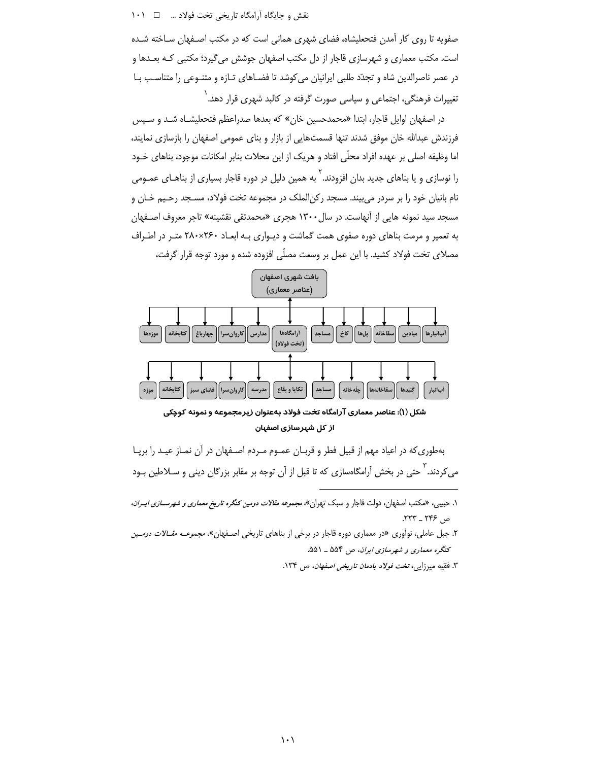صفویه تا روی کار آمدن فتحعلیشاه، فضای شهری همانی است که در مکتب اصفهان ساخته شده است. مکتب معماری و شهرسازی قاجار از دل مکتب اصفهان جوشش می‌گیرد؛ مکتبی که بعدها و در عصر ناصرالدین شاه و تجدّد طلبی ایرانیان می‌کوشد تا فضاهای تازه و متنوعی را متناسب با تغییرات فرهنگی، اجتماعی و سیاسی صورت گرفته در کالبد شهری قرار دهد.[1]

در اصفهان اوایل قاجار، ابتدا «محمدحسین خان» که بعدها صدراعظم فتحعلیشاه شد و سپس فرزندش عبدالله خان موفق شدند تنها قسمت‌هایی از بازار و بنای عمومی اصفهان را بازسازی نمایند، اما وظیفه اصلی بر عهده افراد محلّی افتاد و هریک از این محلات بنابر امکانات موجود، بناهای خود را نوسازی و یا بناهای جدید بدان افزودند.[2] به همین دلیل در دوره قاجار بسیاری از بناهای عمومی نام بانیان خود را بر سردر می‌بینند. مسجد رکن‌الملک در مجموعه تخت فولاد، مسجد رحیم خان و مسجد سید نمونه هایی از آنهاست. در سال ۱۳۰۰ هجری «محمدتقی نقشینه» تاجر معروف اصفهان به تعمیر و مرمت بناهای دوره صفوی همت گماشت و دیواری به ابعاد ۲۶۰×۲۸۰ متر در اطراف مصلای تخت فولاد کشید. با این عمل بر وسعت مصلّی افزوده شده و مورد توجه قرار گرفت،

بافت شهری اصفهان (عناصر معماری)

آب‌انبارها | میادین | سقاخانه | پل‌ها | کاخ | مساجد | آرامگاه‌ها (تخت فولاد) | مدارس | کاروان‌سرا | چهارباغ | کتابخانه | موزه‌ها

آب‌انبار | گنبدها | سقاخانه‌ها | چله‌خانه | مساجد | تکایا و بقاع | مدرسه | کاروان‌سرا | فضای سبز | کتابخانه | موزه

**شکل (۱): عناصر معماری آرامگاه تخت فولاد به‌عنوان زیرمجموعه و نمونه کوچکی از کل شهرسازی اصفهان**

به‌طوری‌که در اعیاد مهم از قبیل فطر و قربان عموم مردم اصفهان در آن نماز عید را برپا می‌کردند.[3] حتی در بخش آرامگاه‌سازی که تا قبل از آن توجه بر مقابر بزرگان دینی و سلاطین بود

---

۱. حبیبی، «مکتب اصفهان، دولت قاجار و سبک تهران»، *مجموعه مقالات دومین کنگره تاریخ معماری و شهرسازی ایران*، ص ۲۴۶ ـ ۲۲۳.

۲. جبل عاملی، نوآوری «در معماری دوره قاجار در برخی از بناهای تاریخی اصفهان»، *مجموعه مقالات دومین کنگره معماری و شهرسازی ایران*، ص ۵۵۴ ـ ۵۵۱.

۳. فقیه میرزایی، *تخت فولاد یادمان تاریخی اصفهان*، ص ۱۳۴.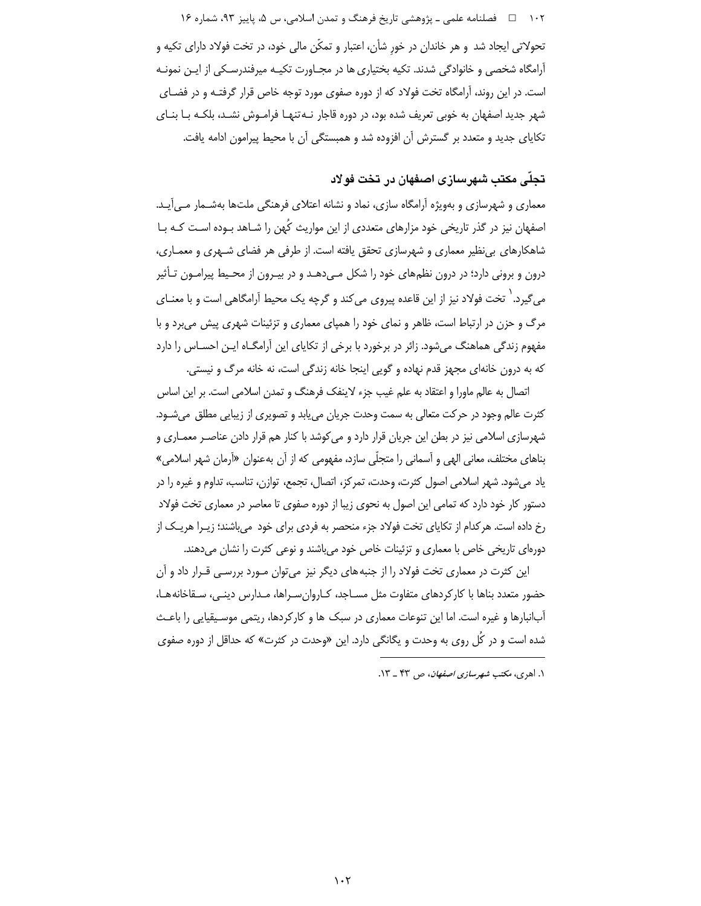تحولاتی ایجاد شد و هر خاندان در خورِ شأن، اعتبار و تمکّن مالی خود، در تخت فولاد دارای تکیه و آرامگاه شخصی و خانوادگی شدند. تکیه بختیاری ها در مجاورت تکیه میرفندرسکی از این نمونه است. در این روند، آرامگاه تخت فولاد که از دوره صفوی مورد توجه خاص قرار گرفته و در فضای شهر جدید اصفهان به خوبی تعریف شده بود، در دوره قاجار نه‌تنها فراموش نشد، بلکه با بنای تکایای جدید و متعدد بر گسترش آن افزوده شد و همبستگی آن با محیط پیرامون ادامه یافت.

## تجلّی مکتب شهرسازی اصفهان در تخت فولاد

معماری و شهرسازی و به‌ویژه آرامگاه سازی، نماد و نشانه اعتلای فرهنگی ملت‌ها به‌شمار می‌آید. اصفهان نیز در گذر تاریخی خود مزارهای متعددی از این مواریث کُهن را شاهد بوده است که با شاهکارهای بی‌نظیر معماری و شهرسازی تحقق یافته است. از طرفی هر فضای شهری و معماری، درون و برونی دارد؛ در درون نظم‌های خود را شکل می‌دهد و در بیرون از محیط پیرامون تأثیر می‌گیرد.[1] تخت فولاد نیز از این قاعده پیروی می‌کند و گرچه یک محیط آرامگاهی است و با معنای مرگ و حزن در ارتباط است، ظاهر و نمای خود را همپای معماری و تزئینات شهری پیش می‌برد و با مفهوم زندگی هماهنگ می‌شود. زائر در برخورد با برخی از تکایای این آرامگاه این احساس را دارد که به درون خانه‌ای مجهز قدم نهاده و گویی اینجا خانه زندگی است، نه خانه مرگ و نیستی.

اتصال به عالم ماورا و اعتقاد به علم غیب جزء لاینفک فرهنگ و تمدن اسلامی است. بر این اساس کثرت عالم وجود در حرکت متعالی به سمت وحدت جریان می‌یابد و تصویری از زیبایی مطلق می‌شود. شهرسازی اسلامی نیز در بطن این جریان قرار دارد و می‌کوشد با کنار هم قرار دادن عناصر معماری و بناهای مختلف، معانی الهی و آسمانی را متجلّی سازد، مفهومی که از آن به‌عنوان «آرمان شهر اسلامی» یاد می‌شود. شهر اسلامی اصول کثرت، وحدت، تمرکز، اتصال، تجمع، توازن، تناسب، تداوم و غیره را در دستور کار خود دارد که تمامی این اصول به نحوی زیبا از دوره صفوی تا معاصر در معماری تخت فولاد رخ داده است. هرکدام از تکایای تخت فولاد جزء منحصر به فردی برای خود می‌باشند؛ زیرا هریک از دوره‌ای تاریخی خاص با معماری و تزئینات خاص خود می‌باشند و نوعی کثرت را نشان می‌دهند.

این کثرت در معماری تخت فولاد را از جنبه‌های دیگر نیز می‌توان مورد بررسی قرار داد و آن حضور متعدد بناها با کارکردهای متفاوت مثل مساجد، کاروان‌سراها، مدارس دینی، سقاخانه‌ها، آب‌انبارها و غیره است. اما این تنوعات معماری در سبک ها و کارکردها، ریتمی موسیقیایی را باعث شده است و در کُل روی به وحدت و یگانگی دارد. این «وحدت در کثرت» که حداقل از دوره صفوی

---

۱. اهری، *مکتب شهرسازی اصفهان*، ص ۴۳ ـ ۱۳.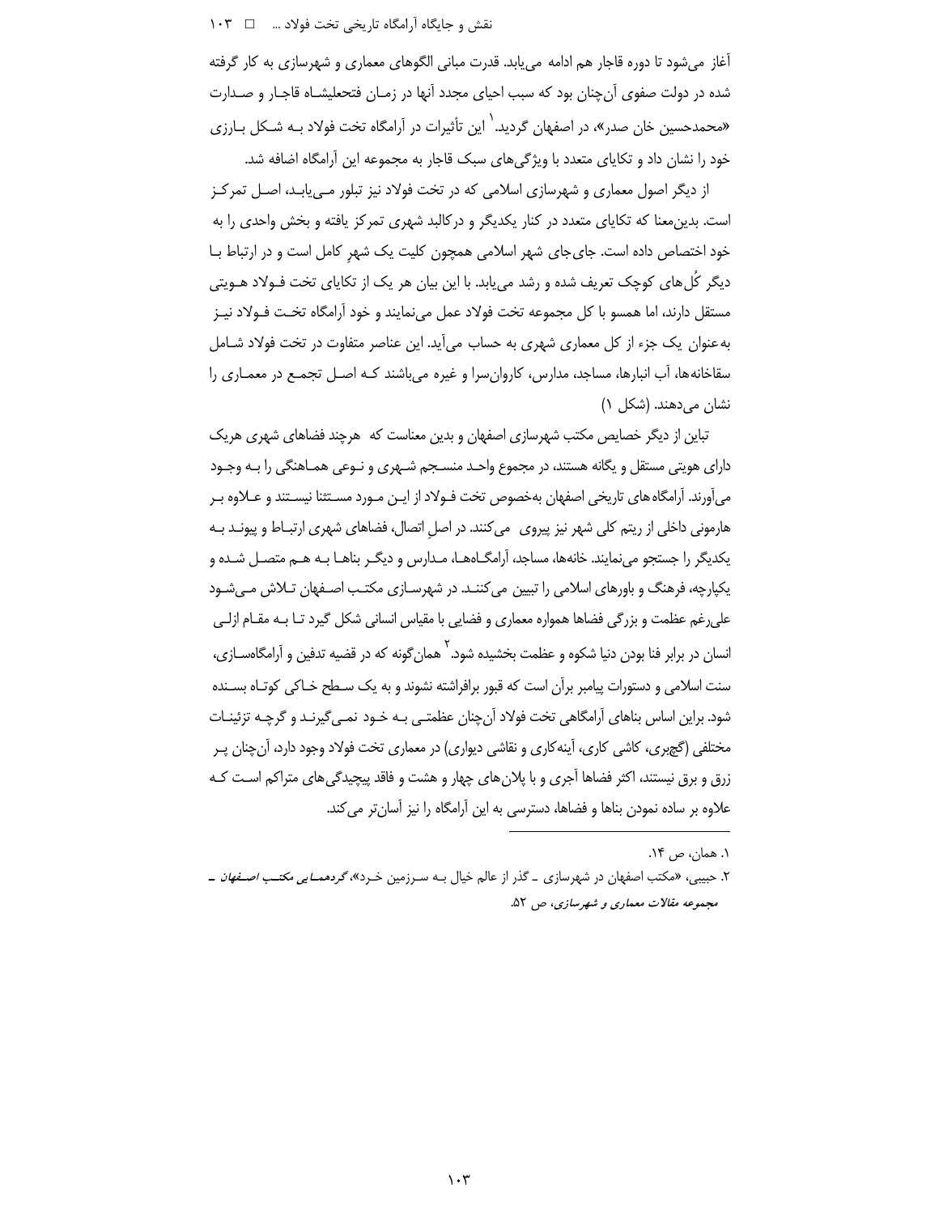آغاز می‌شود تا دوره قاجار هم ادامه می‌یابد. قدرت مبانی الگوهای معماری و شهرسازی به کار گرفته شده در دولت صفوی آن‌چنان بود که سبب احیای مجدد آنها در زمان فتحعلیشاه قاجار و صدارت «محمدحسین خان صدر»، در اصفهان گردید.[1] این تأثیرات در آرامگاه تخت فولاد به شکل بارزی خود را نشان داد و تکایای متعدد با ویژگی‌های سبک قاجار به مجموعه این آرامگاه اضافه شد.

از دیگر اصول معماری و شهرسازی اسلامی که در تخت فولاد نیز تبلور می‌یابد، اصل تمرکز است. بدین‌معنا که تکایای متعدد در کنار یکدیگر و درکالبد شهری تمرکز یافته و بخش واحدی را به خود اختصاص داده است. جای‌جای شهر اسلامی همچون کلیت یک شهرِ کامل است و در ارتباط با دیگر کُل‌های کوچک تعریف شده و رشد می‌یابد. با این بیان هر یک از تکایای تخت فولاد هویتی مستقل دارند، اما همسو با کل مجموعه تخت فولاد عمل می‌نمایند و خود آرامگاه تخت فولاد نیز به‌عنوان یک جزء از کل معماری شهری به حساب می‌آید. این عناصر متفاوت در تخت فولاد شامل سقاخانه‌ها، آب انبارها، مساجد، مدارس، کاروان‌سرا و غیره می‌باشند که اصل تجمع در معماری را نشان می‌دهند. (شکل ۱)

تباین از دیگر خصایص مکتب شهرسازی اصفهان و بدین معناست که هرچند فضاهای شهری هریک دارای هویتی مستقل و یگانه هستند، در مجموع واحد منسجم شهری و نوعی هماهنگی را به وجود می‌آورند. آرامگاه‌های تاریخی اصفهان به‌خصوص تخت فولاد از این مورد مستثنا نیستند و علاوه بر هارمونی داخلی از ریتم کلی شهر نیز پیروی می‌کنند. در اصلِ اتصال، فضاهای شهری ارتباط و پیوند به یکدیگر را جستجو می‌نمایند. خانه‌ها، مساجد، آرامگاه‌ها، مدارس و دیگر بناها به هم متصل شده و یکپارچه، فرهنگ و باورهای اسلامی را تبیین می‌کنند. در شهرسازی مکتب اصفهان تلاش می‌شود علی‌رغم عظمت و بزرگی فضاها همواره معماری و فضایی با مقیاس انسانی شکل گیرد تا به مقام ازلی انسان در برابر فنا بودن دنیا شکوه و عظمت بخشیده شود.[2] همان‌گونه که در قضیه تدفین و آرامگاه‌سازی، سنت اسلامی و دستورات پیامبر برآن است که قبور برافراشته نشوند و به یک سطح خاکی کوتاه بسنده شود. براین اساس بناهای آرامگاهی تخت فولاد آن‌چنان عظمتی به خود نمی‌گیرند و گرچه تزئینات مختلفی (گچبری، کاشی کاری، آینه‌کاری و نقاشی دیواری) در معماری تخت فولاد وجود دارد، آن‌چنان پر زرق و برق نیستند، اکثر فضاها آجری و با پلان‌های چهار و هشت و فاقد پیچیدگی‌های متراکم است که علاوه بر ساده نمودن بناها و فضاها، دسترسی به این آرامگاه را نیز آسان‌تر می‌کند.

---

۱. همان، ص ۱۴.

۲. حبیبی، «مکتب اصفهان در شهرسازی ـ گذر از عالم خیال به سرزمین خرد»، *گردهمایی مکتب اصفهان ـ مجموعه مقالات معماری و شهرسازی*، ص ۵۲.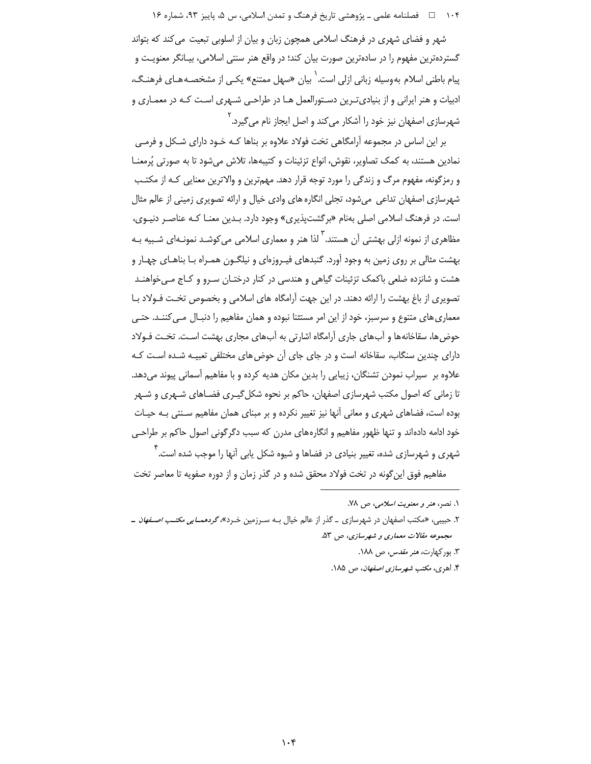شهر و فضای شهری در فرهنگ اسلامی همچون زبان و بیان از اسلوبی تبعیت می‌کند که بتواند گسترده‌ترین مفهوم را در ساده‌ترین صورت بیان کند؛ در واقع هنر سنتی اسلامی، بیانگر معنویت و پیام باطنی اسلام به‌وسیله زبانی ازلی است.[1] بیان «سهل ممتنع» یکی از مشخصه‌های فرهنگ، ادبیات و هنر ایرانی و از بنیادی‌ترین دستورالعمل ها در طراحی شهری است که در معماری و شهرسازی اصفهان نیز خود را آشکار می‌کند و اصل ایجاز نام می‌گیرد.[2]

بر این اساس در مجموعه آرامگاهی تخت فولاد علاوه بر بناها که خود دارای شکل و فرمی نمادین هستند، به کمک تصاویر، نقوش، انواع تزئینات و کتیبه‌ها، تلاش می‌شود تا به صورتی پُرمعنا و رمزگونه، مفهوم مرگ و زندگی را مورد توجه قرار دهد. مهم‌ترین و والاترین معنایی که از مکتب شهرسازی اصفهان تداعی می‌شود، تجلی انگاره های وادی خیال و ارائه تصویری زمینی از عالم مثال است. در فرهنگ اسلامی اصلی به‌نام «برگشت‌پذیری» وجود دارد. بدین معنا که عناصر دنیوی، مظاهری از نمونه ازلی بهشتی آن هستند.[3] لذا هنر و معماری اسلامی می‌کوشد نمونه‌ای شبیه به بهشت مثالی بر روی زمین به وجود آورد. گنبدهای فیروزه‌ای و نیلگون همراه با بناهای چهار و هشت و شانزده ضلعی باکمک تزئینات گیاهی و هندسی در کنار درختان سرو و کاج می‌خواهند تصویری از باغ بهشت را ارائه دهند. در این جهت آرامگاه های اسلامی و بخصوص تخت فولاد با معماری‌های متنوع و سرسبز، خود از این امر مستثنا نبوده و همان مفاهیم را دنبال می‌کنند. حتی حوض‌ها، سقاخانه‌ها و آب‌های جاری آرامگاه اشارتی به آب‌های مجاری بهشت است. تخت فولاد دارای چندین سنگاب، سقاخانه است و در جای جای آن حوض‌های مختلفی تعبیه شده است که علاوه بر سیراب نمودن تشنگان، زیبایی را بدین مکان هدیه کرده و با مفاهیم آسمانی پیوند می‌دهد. تا زمانی که اصول مکتب شهرسازی اصفهان، حاکم بر نحوه شکل‌گیری فضاهای شهری و شهر بوده است، فضاهای شهری و معانی آنها نیز تغییر نکرده و بر مبنای همان مفاهیم سنتی به حیات خود ادامه داده‌اند و تنها ظهور مفاهیم و انگاره‌های مدرن که سبب دگرگونی اصول حاکم بر طراحی شهری و شهرسازی شده، تغییر بنیادی در فضاها و شیوه شکل یابی آنها را موجب شده است.[4]

مفاهیم فوق این‌گونه در تخت فولاد محقق شده و در گذر زمان و از دوره صفویه تا معاصر تخت

---

۱. نصر، *هنر و معنویت اسلامی*، ص ۷۸.

۲. حبیبی، «مکتب اصفهان در شهرسازی ـ گذر از عالم خیال به سرزمین خرد»، *گردهمایی مکتب اصفهان ـ مجموعه مقالات معماری و شهرسازی*، ص ۵۳.

۳. بورکهارت، *هنر مقدس*، ص ۱۸۸.

۴. اهری، *مکتب شهرسازی اصفهان*، ص ۱۸۵.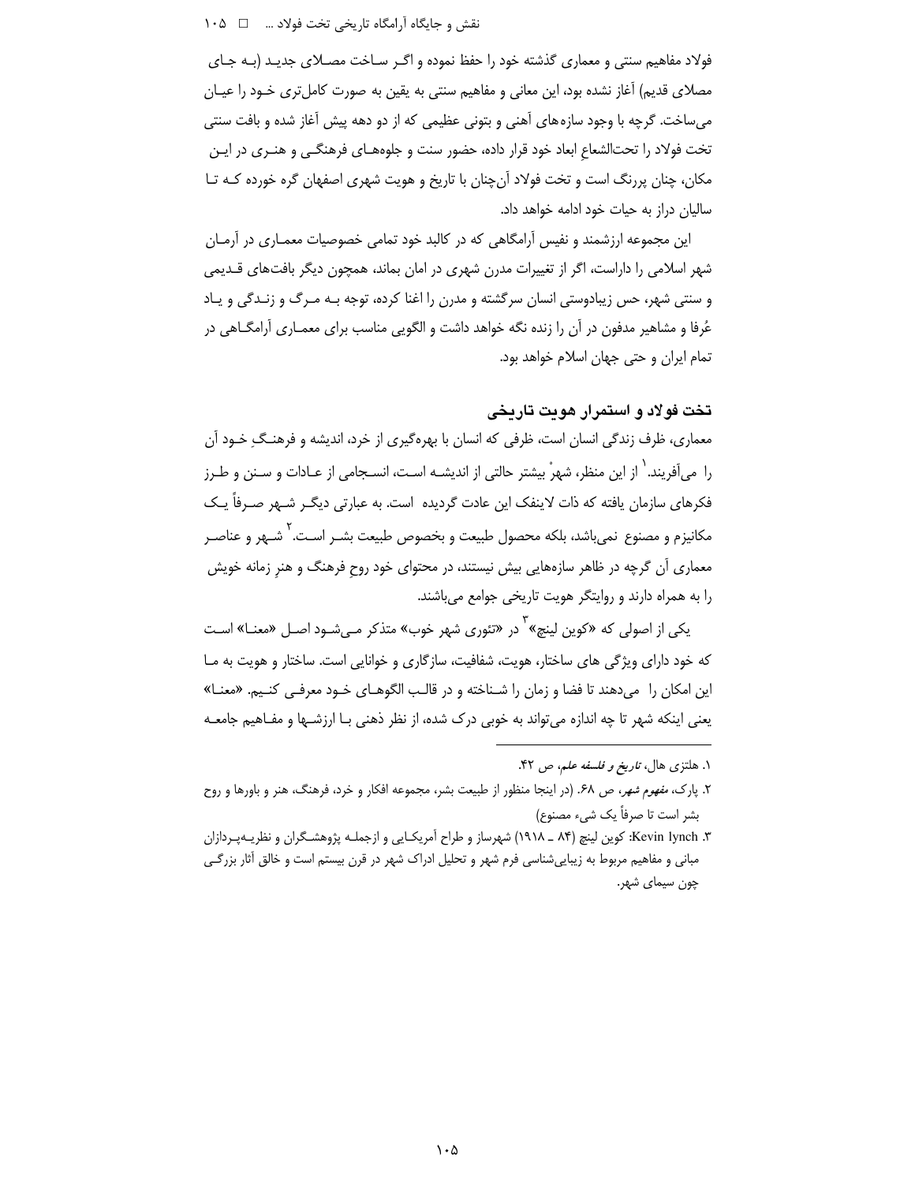فولاد مفاهیم سنتی و معماری گذشته خود را حفظ نموده و اگر ساخت مصلای جدید (به جای مصلای قدیم) آغاز نشده بود، این معانی و مفاهیم سنتی به یقین به صورت کامل‌تری خود را عیان می‌ساخت. گرچه با وجود سازه‌های آهنی و بتونی عظیمی که از دو دهه پیش آغاز شده و بافت سنتی تخت فولاد را تحت‌الشعاعِ ابعاد خود قرار داده، حضور سنت و جلوه‌های فرهنگی و هنری در این مکان، چنان پررنگ است و تخت فولاد آن‌چنان با تاریخ و هویت شهری اصفهان گره خورده که تا سالیان دراز به حیات خود ادامه خواهد داد.

این مجموعه ارزشمند و نفیس آرامگاهی که در کالبد خود تمامی خصوصیات معماری در آرمان شهر اسلامی را داراست، اگر از تغییرات مدرن شهری در امان بماند، همچون دیگر بافت‌های قدیمی و سنتی شهر، حس زیبادوستی انسان سرگشته و مدرن را اغنا کرده، توجه به مرگ و زندگی و یاد عُرفا و مشاهیر مدفون در آن را زنده نگه خواهد داشت و الگویی مناسب برای معماری آرامگاهی در تمام ایران و حتی جهان اسلام خواهد بود.

## تخت فولاد و استمرار هویت تاریخی

معماری، ظرف زندگی انسان است، ظرفی که انسان با بهره‌گیری از خرد، اندیشه و فرهنگِ خود آن را می‌آفریند.[1] از این منظر، شهرْ بیشتر حالتی از اندیشه است، انسجامی از عادات و سنن و طرز فکرهای سازمان یافته که ذات لاینفک این عادت گردیده است. به عبارتی دیگر شهر صرفاً یک مکانیزم و مصنوع نمی‌باشد، بلکه محصول طبیعت و بخصوص طبیعت بشر است.[2] شهر و عناصر معماری آن گرچه در ظاهر سازه‌هایی بیش نیستند، در محتوای خود روحِ فرهنگ و هنرِ زمانه خویش را به همراه دارند و روایتگر هویت تاریخی جوامع می‌باشند.

یکی از اصولی که «کوین لینچ»[3] در «تئوری شهر خوب» متذکر می‌شود اصل «معنا» است که خود دارای ویژگی های ساختار، هویت، شفافیت، سازگاری و خوانایی است. ساختار و هویت به ما این امکان را می‌دهند تا فضا و زمان را شناخته و در قالب الگوهای خود معرفی کنیم. «معنا» یعنی اینکه شهر تا چه اندازه می‌تواند به خوبی درک شده، از نظر ذهنی با ارزش‌ها و مفاهیم جامعه

---

۱. هلتزی هال، *تاریخ و فلسفه علم*، ص ۴۲.

۲. پارک، *مفهوم شهر*، ص ۶۸. (در اینجا منظور از طبیعت بشر، مجموعه افکار و خرد، فرهنگ، هنر و باورها و روح بشر است تا صرفاً یک شیء مصنوع)

۳. Kevin lynch: کوین لینچ (۸۴ ـ ۱۹۱۸) شهرساز و طراح آمریکایی و ازجمله پژوهشگران و نظریه‌پردازان مبانی و مفاهیم مربوط به زیبایی‌شناسی فرم شهر و تحلیل ادراک شهر در قرن بیستم است و خالق آثار بزرگی چون سیمای شهر.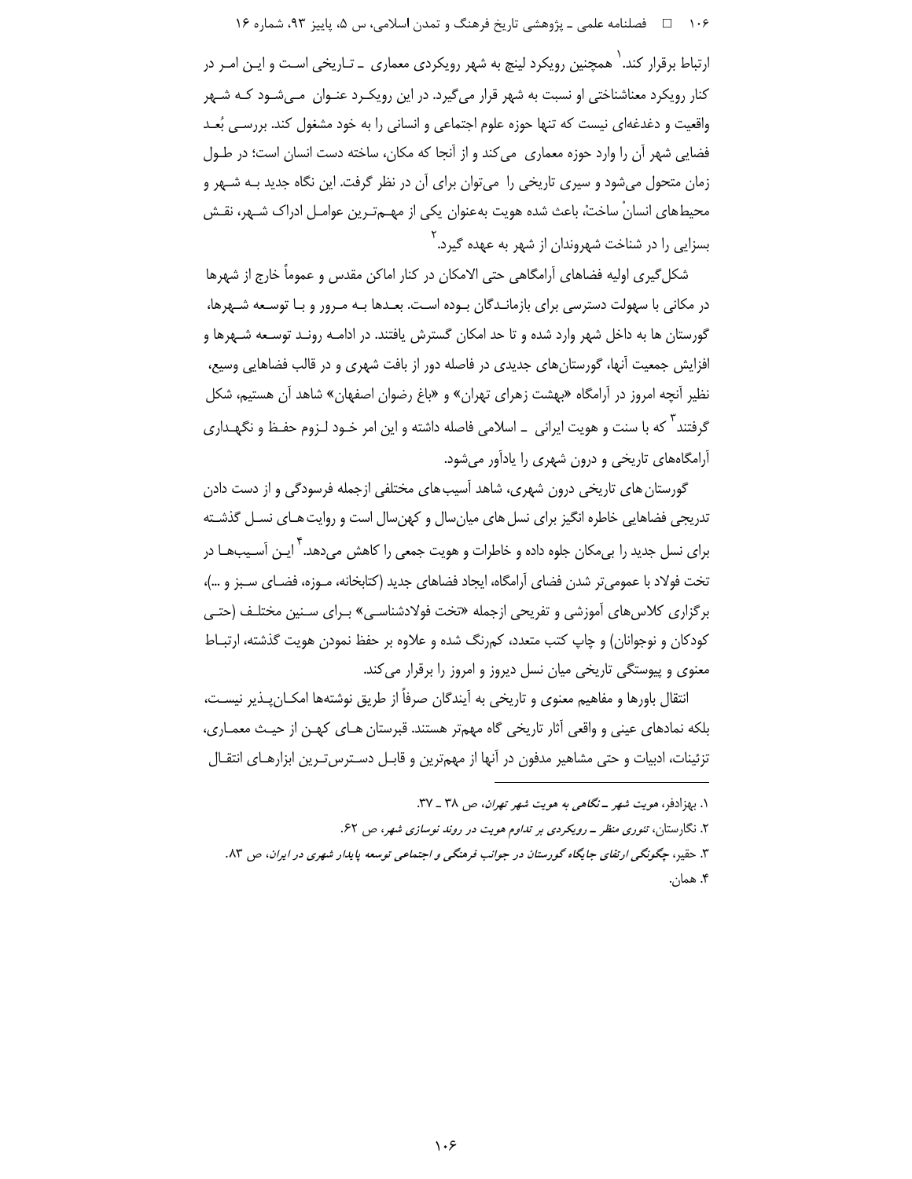ارتباط برقرار کند.[1] همچنین رویکرد لینچ به شهر رویکردی معماری ـ تاریخی است و این امر در کنار رویکرد معناشناختی او نسبت به شهر قرار می‌گیرد. در این رویکرد عنوان می‌شود که شهر واقعیت و دغدغه‌ای نیست که تنها حوزه علوم اجتماعی و انسانی را به خود مشغول کند. بررسی بُعد فضایی شهر آن را وارد حوزه معماری می‌کند و از آنجا که مکان، ساخته دست انسان است؛ در طول زمان متحول می‌شود و سیری تاریخی را می‌توان برای آن در نظر گرفت. این نگاه جدید به شهر و محیط‌های انسانْ ساختْ، باعث شده هویت به‌عنوان یکی از مهم‌ترین عوامل ادراک شهر، نقش بسزایی را در شناخت شهروندان از شهر به عهده گیرد.[2]

شکل‌گیری اولیه فضاهای آرامگاهی حتی الامکان در کنار اماکن مقدس و عموماً خارج از شهرها در مکانی با سهولت دسترسی برای بازماندگان بوده است. بعدها به مرور و با توسعه شهرها، گورستان ها به داخل شهر وارد شده و تا حد امکان گسترش یافتند. در ادامه روند توسعه شهرها و افزایش جمعیت آنها، گورستان‌های جدیدی در فاصله دور از بافت شهری و در قالب فضاهایی وسیع، نظیر آنچه امروز در آرامگاه «بهشت زهرای تهران» و «باغ رضوان اصفهان» شاهد آن هستیم، شکل گرفتند[3] که با سنت و هویت ایرانی ـ اسلامی فاصله داشته و این امر خود لزوم حفظ و نگهداری آرامگاه‌های تاریخی و درون شهری را یادآور می‌شود.

گورستان‌ های تاریخی درون شهری، شاهد آسیب‌های مختلفی ازجمله فرسودگی و از دست دادن تدریجی فضاهایی خاطره انگیز برای نسل‌ های میان‌سال و کهن‌سال است و روایت‌های نسل گذشته برای نسل جدید را بی‌مکان جلوه داده و خاطرات و هویت جمعی را کاهش می‌دهد.[4] این آسیب‌ها در تخت فولاد با عمومی‌تر شدن فضای آرامگاه، ایجاد فضاهای جدید (کتابخانه، موزه، فضای سبز و ...)، برگزاری کلاس‌های آموزشی و تفریحی ازجمله «تخت فولادشناسی» برای سنین مختلف (حتی کودکان و نوجوانان) و چاپ کتب متعدد، کم‌رنگ شده و علاوه بر حفظ نمودن هویت گذشته، ارتباط معنوی و پیوستگی تاریخی میان نسل دیروز و امروز را برقرار می‌کند.

انتقال باورها و مفاهیم معنوی و تاریخی به آیندگان صرفاً از طریق نوشته‌ها امکان‌پذیر نیست، بلکه نمادهای عینی و واقعی آثار تاریخی گاه مهم‌تر هستند. قبرستان های کهن از حیث معماری، تزئینات، ادبیات و حتی مشاهیر مدفون در آنها از مهم‌ترین و قابل دسترس‌ترین ابزارهای انتقال

---

۱. بهزادفر، *هویت شهر ـ نگاهی به هویت شهر تهران*، ص ۳۸ ـ ۳۷.

۲. نگارستان، *تئوری منظر ـ رویکردی بر تداوم هویت در روند نوسازی شهر*، ص ۶۲.

۳. حقیر، *چگونگی ارتقای جایگاه گورستان در جوانب فرهنگی و اجتماعی توسعه پایدار شهری در ایران*، ص ۸۳.

۴. همان.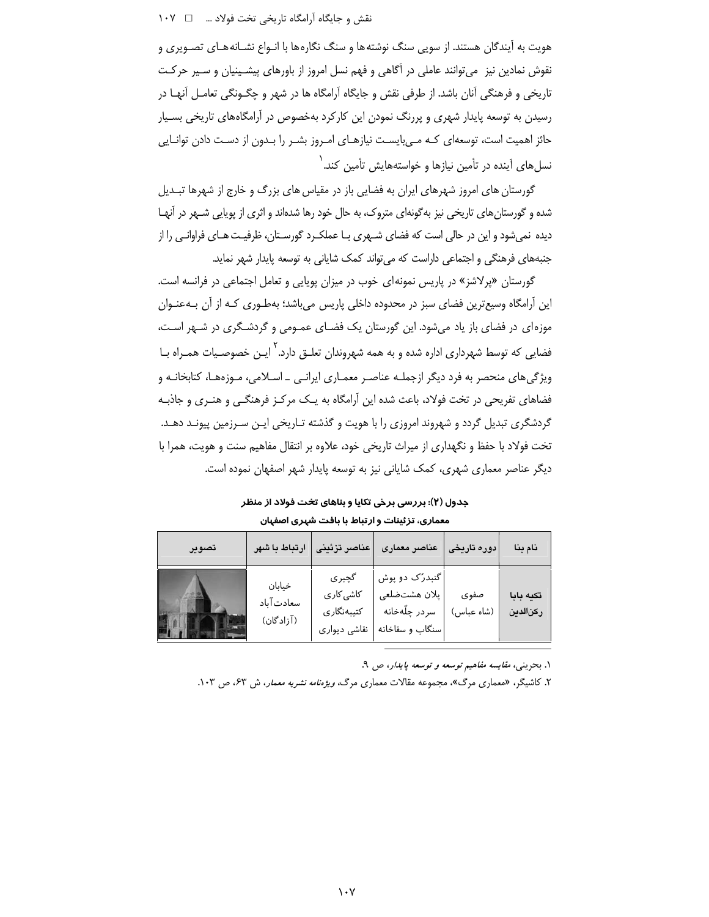هویت به آیندگان هستند. از سویی سنگ نوشته‌ها و سنگ نگاره‌ها با انواع نشانه‌های تصویری و نقوش نمادین نیز می‌توانند عاملی در آگاهی و فهم نسل امروز از باورهای پیشینیان و سیر حرکت تاریخی و فرهنگی آنان باشد. از طرفی نقش و جایگاه آرامگاه ها در شهر و چگونگی تعامل آنها در رسیدن به توسعه پایدار شهری و پررنگ نمودن این کارکرد به‌خصوص در آرامگاه‌های تاریخی بسیار حائز اهمیت است، توسعه‌ای که می‌بایست نیازهای امروز بشر را بدون از دست دادن توانایی نسل‌های آینده در تأمین نیازها و خواسته‌هایش تأمین کند.[1]

گورستان های امروز شهرهای ایران به فضایی باز در مقیاس های بزرگ و خارج از شهرها تبدیل شده و گورستان‌های تاریخی نیز به‌گونه‌ای متروک، به حال خود رها شده‌اند و اثری از پویایی شهر در آنها دیده نمی‌شود و این در حالی است که فضای شهری با عملکرد گورستان، ظرفیت های فراوانی را از جنبه‌های فرهنگی و اجتماعی داراست که می‌تواند کمک شایانی به توسعه پایدار شهر نماید.

گورستان «پرلاشز» در پاریس نمونه‌ای خوب در میزان پویایی و تعامل اجتماعی در فرانسه است. این آرامگاه وسیع‌ترین فضای سبز در محدوده داخلی پاریس می‌باشد؛ به‌طوری که از آن به‌عنوان موزه‌ای در فضای باز یاد می‌شود. این گورستان یک فضای عمومی و گردشگری در شهر است، فضایی که توسط شهرداری اداره شده و به همه شهروندان تعلق دارد.[2] این خصوصیات همراه با ویژگی‌های منحصر به فرد دیگر ازجمله عناصر معماری ایرانی ـ اسلامی، موزه‌ها، کتابخانه و فضاهای تفریحی در تخت فولاد، باعث شده این آرامگاه به یک مرکز فرهنگی و هنری و جاذبه گردشگری تبدیل گردد و شهروند امروزی را با هویت و گذشته تاریخی این سرزمین پیوند دهد. تخت فولاد با حفظ و نگهداری از میراث تاریخی خود، علاوه بر انتقال مفاهیم سنت و هویت، همرا با دیگر عناصر معماری شهری، کمک شایانی نیز به توسعه پایدار شهر اصفهان نموده است.

**جدول (۲): بررسی برخی تکایا و بناهای تخت فولاد از منظر معماری، تزئینات و ارتباط با بافت شهری اصفهان**

| نام بنا | دوره تاریخی | عناصر معماری | عناصر تزئینی | ارتباط با شهر | تصویر |
|---|---|---|---|---|---|
| **تکیه بابا رکن‌الدین** | صفوی (شاه عباس) | گنبدرُک دو پوش<br>پلان هشت‌ضلعی<br>سردر چلّه‌خانه<br>سنگاب و سقاخانه | گچبری<br>کاشی‌کاری<br>کتیبه‌نگاری<br>نقاشی دیواری | خیابان سعادت‌آباد (آزادگان) | |

۱. بحرینی، *مقایسه مفاهیم توسعه و توسعه پایدار*، ص ۹.

۲. کاشیگر، «معماری مرگ»، مجموعه مقالات معماری مرگ، *ویژه‌نامه نشریه معمار*، ش ۶۳، ص ۱۰۳.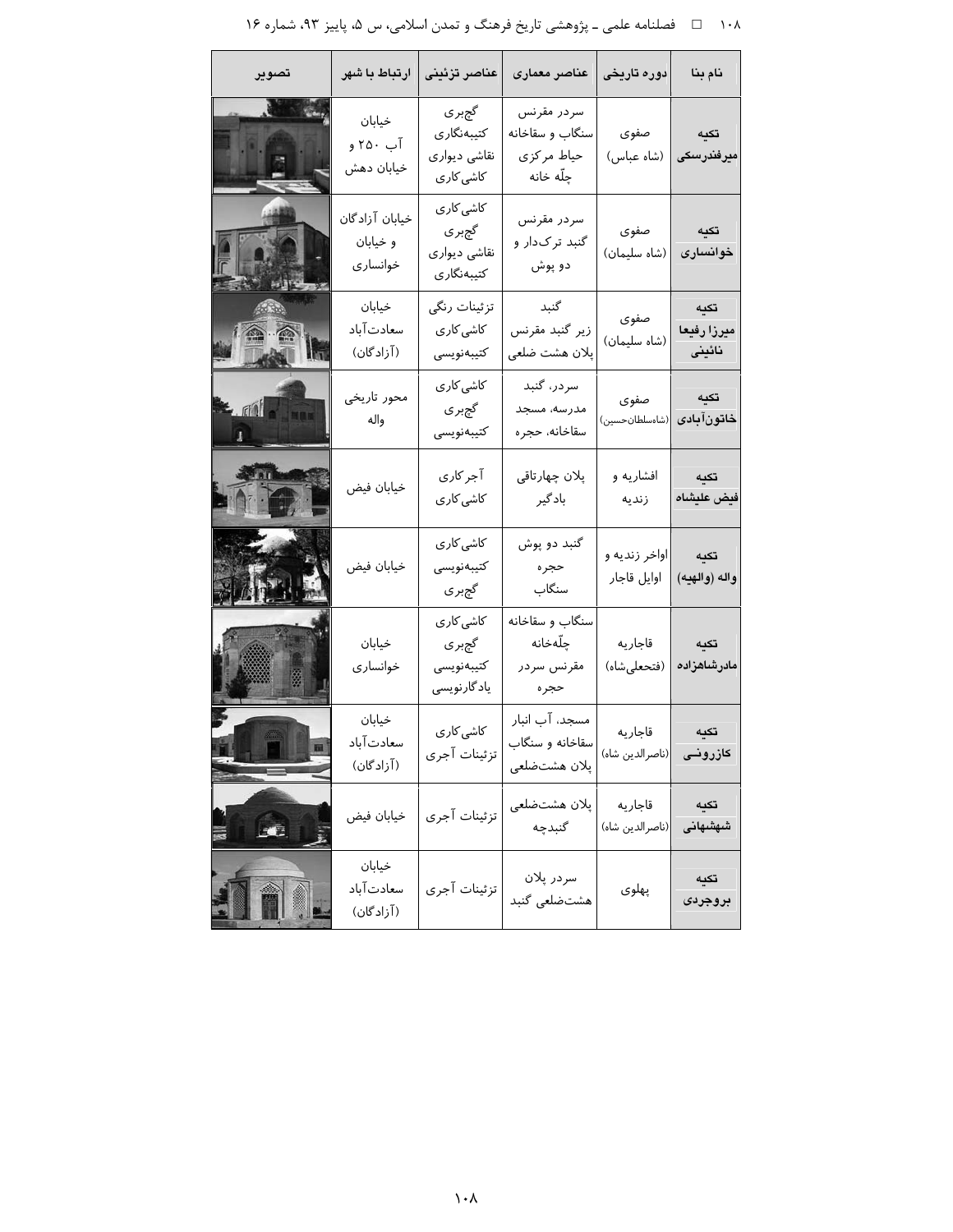| نام بنا | دوره تاریخی | عناصر معماری | عناصر تزئینی | ارتباط با شهر | تصویر |
|---|---|---|---|---|---|
| تکیه میرفندرسکی | صفوی (شاه عباس) | سردر مقرنس سنگاب و سقاخانه حیاط مرکزی چلّه خانه | گچ‌بری کتیبه‌نگاری نقاشی دیواری کاشی‌کاری | خیابان آب ۲۵۰ و خیابان دهش | |
| تکیه خوانساری | صفوی (شاه سلیمان) | سردر مقرنس گنبد ترک‌دار و دو پوش | کاشی‌کاری گچ‌بری نقاشی دیواری کتیبه‌نگاری | خیابان آزادگان و خیابان خوانساری | |
| تکیه میرزا رفیعا نائینی | صفوی (شاه سلیمان) | گنبد زیر گنبد مقرنس پلان هشت ضلعی | تزئینات رنگی کاشی‌کاری کتیبه‌نویسی | خیابان سعادت‌آباد (آزادگان) | |
| تکیه خاتون‌آبادی | صفوی (شاه‌سلطان‌حسین) | سردر، گنبد مدرسه، مسجد سقاخانه، حجره | کاشی‌کاری گچ‌بری کتیبه‌نویسی | محور تاریخی واله | |
| تکیه فیض علیشاه | افشاریه و زندیه | پلان چهارتاقی بادگیر | آجرکاری کاشی‌کاری | خیابان فیض | |
| تکیه واله (والهیه) | اواخر زندیه و اوایل قاجار | گنبد دو پوش حجره سنگاب | کاشی‌کاری کتیبه‌نویسی گچ‌بری | خیابان فیض | |
| تکیه مادرشاهزاده | قاجاریه (فتحعلی‌شاه) | سنگاب و سقاخانه چلّه‌خانه مقرنس سردر حجره | کاشی‌کاری گچ‌بری کتیبه‌نویسی یادگارنویسی | خیابان خوانساری | |
| تکیه کازرونی | قاجاریه (ناصرالدین شاه) | مسجد، آب انبار سقاخانه و سنگاب پلان هشت‌ضلعی | کاشی‌کاری تزئینات آجری | خیابان سعادت‌آباد (آزادگان) | |
| تکیه شهشهانی | قاجاریه (ناصرالدین شاه) | پلان هشت‌ضلعی گنبدچه | تزئینات آجری | خیابان فیض | |
| تکیه بروجردی | پهلوی | سردر پلان هشت‌ضلعی گنبد | تزئینات آجری | خیابان سعادت‌آباد (آزادگان) | |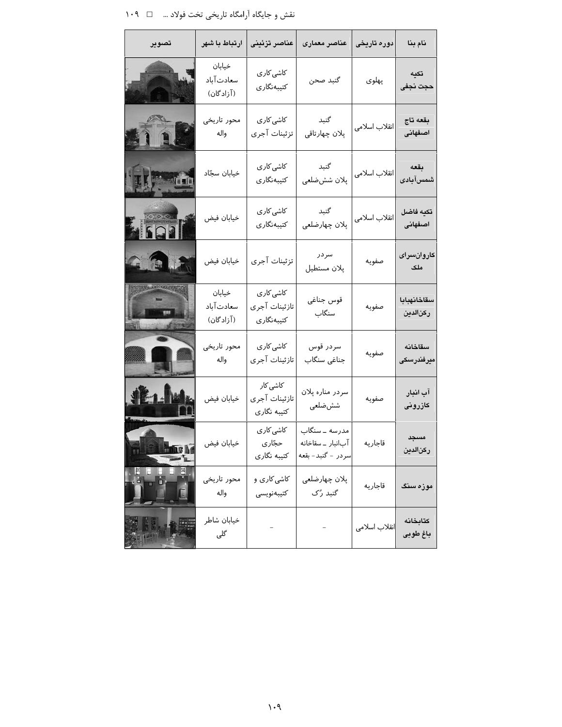| نام بنا | دوره تاریخی | عناصر معماری | عناصر تزئینی | ارتباط با شهر | تصویر |
|---|---|---|---|---|---|
| تکیه حجت نجفی | پهلوی | گنبد صحن | کاشی‌کاری کتیبه‌نگاری | خیابان سعادت‌آباد (آزادگان) | |
| بقعه تاج اصفهانی | انقلاب اسلامی | گنبد پلان چهارتاقی | کاشی‌کاری تزئینات آجری | محور تاریخی واله | |
| بقعه شمس‌آبادی | انقلاب اسلامی | گنبد پلان شش‌ضلعی | کاشی‌کاری کتیبه‌نگاری | خیابان سجّاد | |
| تکیه فاضل اصفهانی | انقلاب اسلامی | گنبد پلان چهارضلعی | کاشی‌کاری کتیبه‌نگاری | خیابان فیض | |
| کاروان‌سرای ملک | صفویه | سردر پلان مستطیل | تزئینات آجری | خیابان فیض | |
| سقاخانه‌بابا رکن‌الدین | صفویه | قوس جناغی سنگاب | کاشی‌کاری تازئینات آجری کتیبه‌نگاری | خیابان سعادت‌آباد (آزادگان) | |
| سقاخانه میرفندرسکی | صفویه | سردر قوس جناغی سنگاب | کاشی‌کاری تازئینات آجری | محور تاریخی واله | |
| آب انبار کازرونی | صفویه | سردر مناره پلان شش‌ضلعی | کاشی‌کار تازئینات آجری کتیبه نگاری | خیابان فیض | |
| مسجد رکن‌الدین | قاجاریه | مدرسه ـ سنگاب آب‌انبار ـ سقاخانه سردر - گنبد- بقعه | کاشی‌کاری حجّاری کتیبه نگاری | خیابان فیض | |
| موزه سنگ | قاجاریه | پلان چهارضلعی گنبد رُک | کاشی‌کاری و کتیبه‌نویسی | محور تاریخی واله | |
| کتابخانه باغ طوبی | انقلاب اسلامی | - | - | خیابان شاطر گلی | |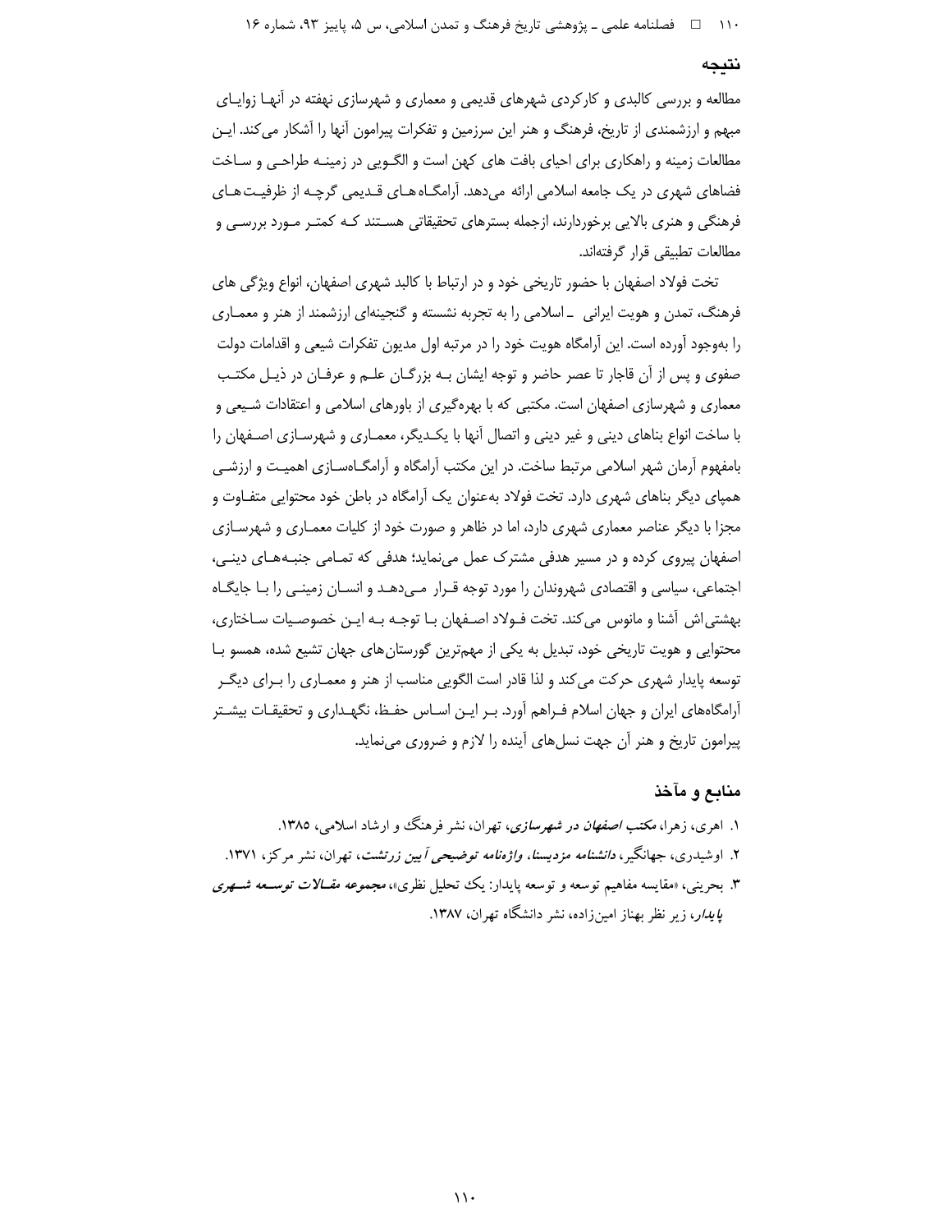## نتیجه

مطالعه و بررسی کالبدی و کارکردی شهرهای قدیمی و معماری و شهرسازی نهفته در آنها زوایای مبهم و ارزشمندی از تاریخ، فرهنگ و هنر این سرزمین و تفکرات پیرامون آنها را آشکار می‌کند. این مطالعات زمینه و راهکاری برای احیای بافت های کهن است و الگویی در زمینه طراحی و ساخت فضاهای شهری در یک جامعه اسلامی ارائه می‌دهد. آرامگاه‌های قدیمی گرچه از ظرفیت‌های فرهنگی و هنری بالایی برخوردارند، ازجمله بسترهای تحقیقاتی هستند که کمتر مورد بررسی و مطالعات تطبیقی قرار گرفته‌اند.

تخت فولاد اصفهان با حضور تاریخی خود و در ارتباط با کالبد شهری اصفهان، انواع ویژگی های فرهنگ، تمدن و هویت ایرانی ـ اسلامی را به تجربه نشسته و گنجینه‌ای ارزشمند از هنر و معماری را به‌وجود آورده است. این آرامگاه هویت خود را در مرتبه اول مدیون تفکرات شیعی و اقدامات دولت صفوی و پس از آن قاجار تا عصر حاضر و توجه ایشان به بزرگان علم و عرفان در ذیل مکتب معماری و شهرسازی اصفهان است. مکتبی که با بهره‌گیری از باورهای اسلامی و اعتقادات شیعی و با ساخت انواع بناهای دینی و غیر دینی و اتصال آنها با یکدیگر، معماری و شهرسازی اصفهان را بامفهوم آرمان شهر اسلامی مرتبط ساخت. در این مکتب آرامگاه و آرامگاه‌سازی اهمیت و ارزشی همپای دیگر بناهای شهری دارد. تخت فولاد به‌عنوان یک آرامگاه در باطن خود محتوایی متفاوت و مجزا با دیگر عناصر معماری شهری دارد، اما در ظاهر و صورت خود از کلیات معماری و شهرسازی اصفهان پیروی کرده و در مسیر هدفی مشترک عمل می‌نماید؛ هدفی که تمامی جنبه‌های دینی، اجتماعی، سیاسی و اقتصادی شهروندان را مورد توجه قرار می‌دهد و انسان زمینی را با جایگاه بهشتی‌اش آشنا و مانوس می‌کند. تخت فولاد اصفهان با توجه به این خصوصیات ساختاری، محتوایی و هویت تاریخی خود، تبدیل به یکی از مهم‌ترین گورستان‌های جهان تشیع شده، همسو با توسعه پایدار شهری حرکت می‌کند و لذا قادر است الگویی مناسب از هنر و معماری را برای دیگر آرامگاه‌های ایران و جهان اسلام فراهم آورد. بر این اساس حفظ، نگهداری و تحقیقات بیشتر پیرامون تاریخ و هنر آن جهت نسل‌های آینده را لازم و ضروری می‌نماید.

## منابع و مآخذ

۱. اهری، زهرا، *مکتب اصفهان در شهرسازی*، تهران، نشر فرهنگ و ارشاد اسلامی، ۱۳۸۵.

۲. اوشیدری، جهانگیر، *دانشنامه مزدیسنا، واژه‌نامه توضیحی آیین زرتشت*، تهران، نشر مرکز، ۱۳۷۱.

۳. بحرینی، «مقایسه مفاهیم توسعه و توسعه پایدار: یک تحلیل نظری»، ***مجموعه مقالات توسعه شهری پایدار***، زیر نظر بهناز امین‌زاده، نشر دانشگاه تهران، ۱۳۸۷.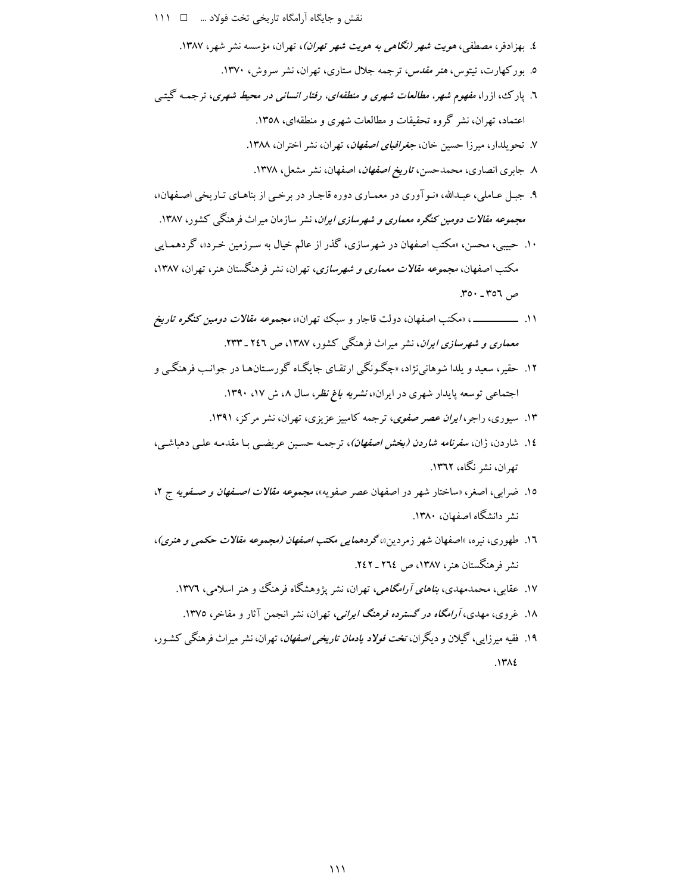٤. بهزادفر، مصطفی، *هویت شهر (نگاهی به هویت شهر تهران)*، تهران، مؤسسه نشر شهر، ۱۳۸۷.

٥. بورکهارت، تیتوس، *هنر مقدس*، ترجمه جلال ستاری، تهران، نشر سروش، ۱۳۷۰.

٦. پارک، ازرا، *مفهوم شهر، مطالعات شهری و منطقه‌ای، رفتار انسانی در محیط شهری*، ترجمه گیتی اعتماد، تهران، نشر گروه تحقیقات و مطالعات شهری و منطقه‌ای، ۱۳۵۸.

۷. تحویلدار، میرزا حسین خان، *جغرافیای اصفهان*، تهران، نشر اختران، ۱۳۸۸.

۸. جابری انصاری، محمدحسن، *تاریخ اصفهان*، اصفهان، نشر مشعل، ۱۳۷۸.

۹. جبل عاملی، عبدالله، «نوآوری در معماری دوره قاجار در برخی از بناهای تاریخی اصفهان»، *مجموعه مقالات دومین کنگره معماری و شهرسازی ایران*، نشر سازمان میراث فرهنگی کشور، ۱۳۸۷.

۱۰. حبیبی، محسن، «مکتب اصفهان در شهرسازی، گذر از عالم خیال به سرزمین خرد»، گردهمایی مکتب اصفهان، *مجموعه مقالات معماری و شهرسازی*، تهران، نشر فرهنگستان هنر، تهران، ۱۳۸۷، ص ٣٥٦ ـ ٣٥٠.

۱۱. ــــــــــــــ ، «مکتب اصفهان، دولت قاجار و سبک تهران»، *مجموعه مقالات دومین کنگره تاریخ معماری و شهرسازی ایران*، نشر میراث فرهنگی کشور، ۱۳۸۷، ص ٢٤٦ ـ ٢٣٣.

۱۲. حقیر، سعید و یلدا شوهانی‌نژاد، «چگونگی ارتقای جایگاه گورستان‌ها در جوانب فرهنگی و اجتماعی توسعه پایدار شهری در ایران»، *نشریه باغ نظر*، سال ۸، ش ۱۷، ۱۳۹۰.

۱۳. سیوری، راجر، *ایران عصر صفوی*، ترجمه کامبیز عزیزی، تهران، نشر مرکز، ۱۳۹۱.

١٤. شاردن، ژان، *سفرنامه شاردن (بخش اصفهان)*، ترجمه حسین عریضی با مقدمه علی دهباشی، تهران، نشر نگاه، ۱۳٦۲.

١٥. ضرابی، اصغر، «ساختار شهر در اصفهان عصر صفویه»، *مجموعه مقالات اصفهان و صفویه* ج ۲، نشر دانشگاه اصفهان، ۱۳۸۰.

١٦. طهوری، نیره، «اصفهان شهر زمردین»، *گردهمایی مکتب اصفهان (مجموعه مقالات حکمی و هنری)*، نشر فرهنگستان هنر، ۱۳۸۷، ص ٢٦٤ ـ ٢٤٢.

۱۷. عقابی، محمدمهدی، *بناهای آرامگاهی*، تهران، نشر پژوهشگاه فرهنگ و هنر اسلامی، ۱۳۷٦.

۱۸. غروی، مهدی، *آرامگاه در گسترده فرهنگ ایرانی*، تهران، نشر انجمن آثار و مفاخر، ۱۳۷٥.

۱۹. فقیه میرزایی، گیلان و دیگران، *تخت فولاد یادمان تاریخی اصفهان*، تهران، نشر میراث فرهنگی کشور، ۱۳۸٤.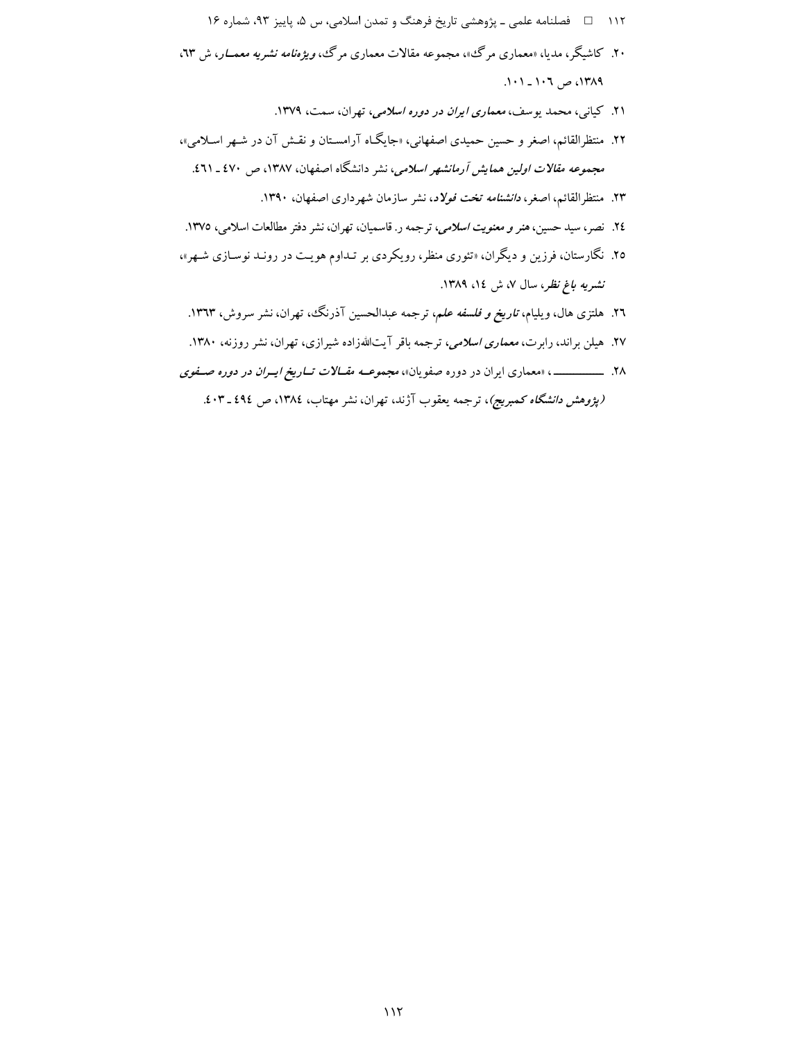۲۰. کاشیگر، مدیا، «معماری مرگ»، مجموعه مقالات معماری مرگ، *ویژه‌نامه نشریه معمار*، ش ٦٣، ۱۳۸۹، ص ۱۰٦ ـ ۱۰۱.

۲۱. کیانی، محمد یوسف، *معماری ایران در دوره اسلامی*، تهران، سمت، ۱۳۷۹.

۲۲. منتظرالقائم، اصغر و حسین حمیدی اصفهانی، «جایگاه آرامستان و نقش آن در شهر اسلامی»، *مجموعه مقالات اولین همایش آرمانشهر اسلامی*، نشر دانشگاه اصفهان، ۱۳۸۷، ص ٤٧٠ ـ ٤٦١.

۲۳. منتظرالقائم، اصغر، *دانشنامه تخت فولاد*، نشر سازمان شهرداری اصفهان، ۱۳۹۰.

٢٤. نصر، سید حسین، *هنر و معنویت اسلامی*، ترجمه ر. قاسمیان، تهران، نشر دفتر مطالعات اسلامی، ۱۳۷۵.

۲۵. نگارستان، فرزین و دیگران، «تئوری منظر، رویکردی بر تداوم هویت در روند نوسازی شهر»، *نشریه باغ نظر*، سال ۷، ش ١٤، ۱۳۸۹.

٢٦. هلتزی هال، ویلیام، *تاریخ و فلسفه علم*، ترجمه عبدالحسین آذرنگ، تهران، نشر سروش، ۱۳٦۳.

۲۷. هیلن براند، رابرت، *معماری اسلامی*، ترجمه باقر آیت‌الله‌زاده شیرازی، تهران، نشر روزنه، ۱۳۸۰.

۲۸. ـــــــــــ، «معماری ایران در دوره صفویان»، *مجموعه مقالات تاریخ ایران در دوره صفوی (پژوهش دانشگاه کمبریج)*، ترجمه یعقوب آژند، تهران، نشر مهتاب، ۱۳۸٤، ص ٤٩٤ ـ ٤٠۳.